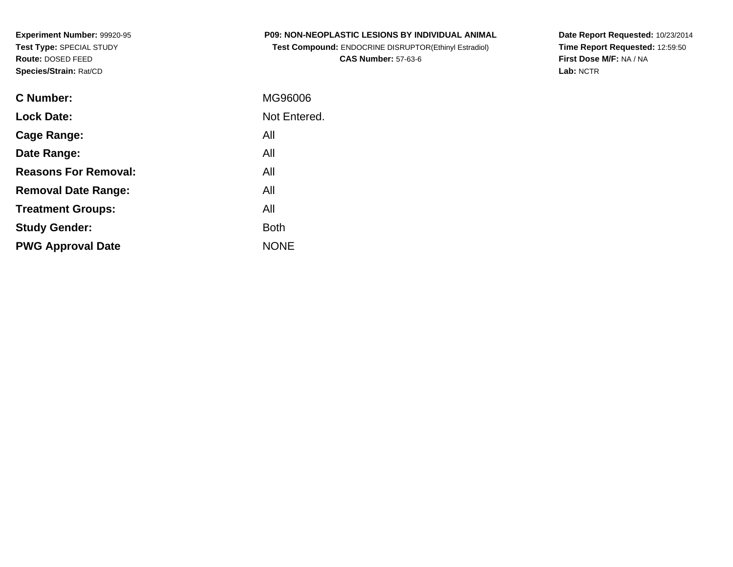**Experiment Number:** 99920-95
**Test Type:** SPECIAL STUDY
**Route:** DOSED FEED
**Species/Strain:** Rat/CD

**P09: NON-NEOPLASTIC LESIONS BY INDIVIDUAL ANIMAL**
**Test Compound:** ENDOCRINE DISRUPTOR(Ethinyl Estradiol)
**CAS Number:** 57-63-6

**Date Report Requested:** 10/23/2014
**Time Report Requested:** 12:59:50
**First Dose M/F:** NA / NA
**Lab:** NCTR

| | |
|---|---|
| **C Number:** | MG96006 |
| **Lock Date:** | Not Entered. |
| **Cage Range:** | All |
| **Date Range:** | All |
| **Reasons For Removal:** | All |
| **Removal Date Range:** | All |
| **Treatment Groups:** | All |
| **Study Gender:** | Both |
| **PWG Approval Date** | NONE |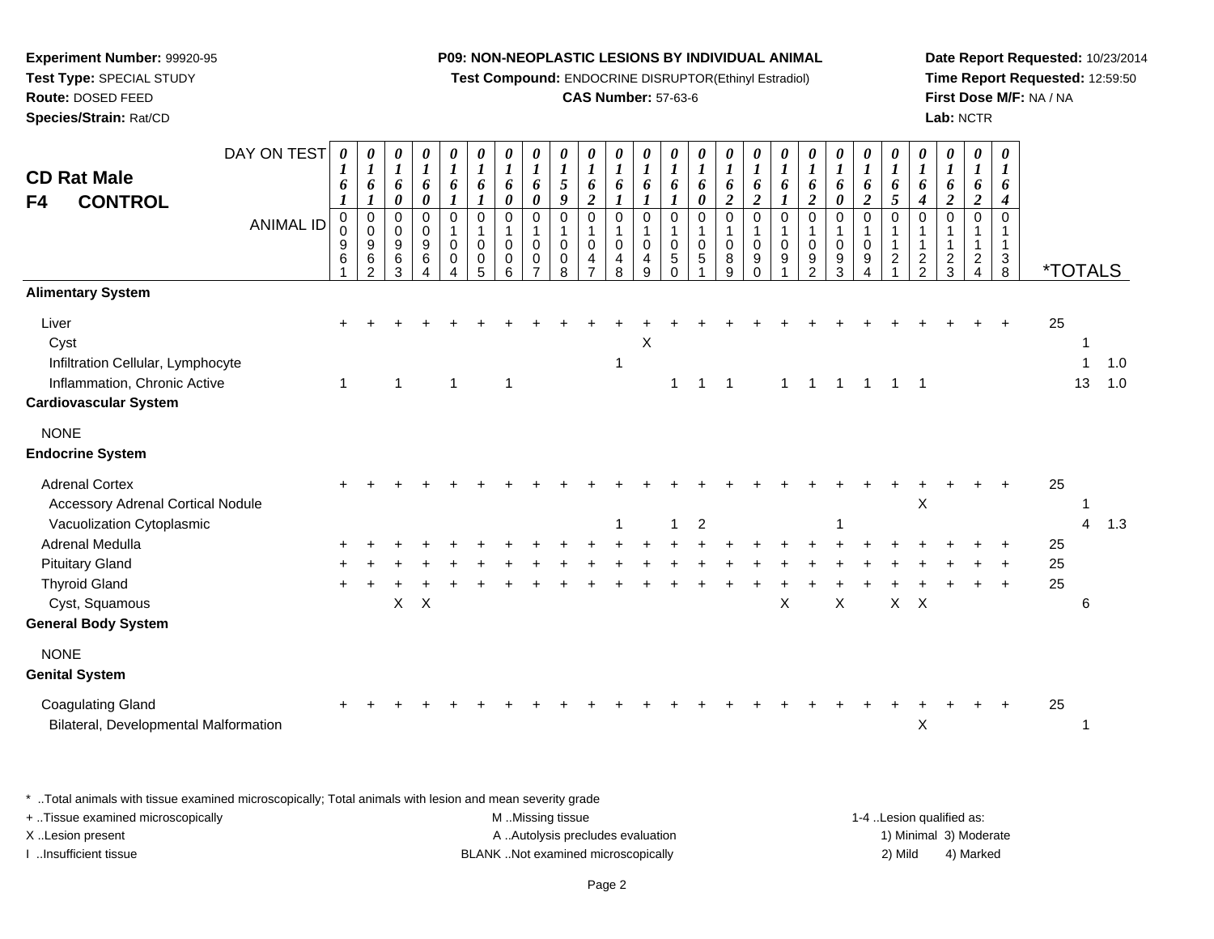**Experiment Number:** 99920-95
**Test Type:** SPECIAL STUDY
**Route:** DOSED FEED
**Species/Strain:** Rat/CD

**P09: NON-NEOPLASTIC LESIONS BY INDIVIDUAL ANIMAL**
**Test Compound:** ENDOCRINE DISRUPTOR(Ethinyl Estradiol)
**CAS Number:** 57-63-6

**Date Report Requested:** 10/23/2014
**Time Report Requested:** 12:59:50
**First Dose M/F:** NA / NA
**Lab:** NCTR

## CD Rat Male
## F4 CONTROL

| DAY ON TEST | 0161 | 0161 | 0160 | 0160 | 0161 | 0161 | 0160 | 0160 | 0159 | 0162 | 0161 | 0161 | 0161 | 0160 | 0162 | 0162 | 0161 | 0162 | 0160 | 0162 | 0165 | 0164 | 0162 | 0162 | 0164 | | |
|---|---|---|---|---|---|---|---|---|---|---|---|---|---|---|---|---|---|---|---|---|---|---|---|---|---|---|---|
| **ANIMAL ID** | 00961 | 00962 | 00963 | 00964 | 01004 | 01005 | 01006 | 01007 | 01008 | 01047 | 01048 | 01049 | 01050 | 01051 | 01089 | 01090 | 01091 | 01092 | 01093 | 01094 | 01121 | 01122 | 01123 | 01124 | 01138 | ***TOTALS** | |
| **Alimentary System** | | | | | | | | | | | | | | | | | | | | | | | | | | | |
| Liver | + | + | + | + | + | + | + | + | + | + | + | + | + | + | + | + | + | + | + | + | + | + | + | + | + | 25 | |
| Cyst | | | | | | | | | | | | X | | | | | | | | | | | | | | 1 | |
| Infiltration Cellular, Lymphocyte | | | | | | | | | | | 1 | | | | | | | | | | | | | | | 1 | 1.0 |
| Inflammation, Chronic Active | 1 | | 1 | | 1 | | 1 | | | | | | 1 | 1 | 1 | | 1 | 1 | 1 | 1 | 1 | 1 | | | | 13 | 1.0 |
| **Cardiovascular System** | | | | | | | | | | | | | | | | | | | | | | | | | | | |
| NONE | | | | | | | | | | | | | | | | | | | | | | | | | | | |
| **Endocrine System** | | | | | | | | | | | | | | | | | | | | | | | | | | | |
| Adrenal Cortex | + | + | + | + | + | + | + | + | + | + | + | + | + | + | + | + | + | + | + | + | + | + | + | + | + | 25 | |
| Accessory Adrenal Cortical Nodule | | | | | | | | | | | | | | | | | | | | | | X | | | | 1 | |
| Vacuolization Cytoplasmic | | | | | | | | | | | 1 | | 1 | 2 | | | | | 1 | | | | | | | 4 | 1.3 |
| Adrenal Medulla | + | + | + | + | + | + | + | + | + | + | + | + | + | + | + | + | + | + | + | + | + | + | + | + | + | 25 | |
| Pituitary Gland | + | + | + | + | + | + | + | + | + | + | + | + | + | + | + | + | + | + | + | + | + | + | + | + | + | 25 | |
| Thyroid Gland | + | + | + | + | + | + | + | + | + | + | + | + | + | + | + | + | + | + | + | + | + | + | + | + | + | 25 | |
| Cyst, Squamous | | | X | X | | | | | | | | | | | | | X | | X | | X | X | | | | 6 | |
| **General Body System** | | | | | | | | | | | | | | | | | | | | | | | | | | | |
| NONE | | | | | | | | | | | | | | | | | | | | | | | | | | | |
| **Genital System** | | | | | | | | | | | | | | | | | | | | | | | | | | | |
| Coagulating Gland | + | + | + | + | + | + | + | + | + | + | + | + | + | + | + | + | + | + | + | + | + | + | + | + | + | 25 | |
| Bilateral, Developmental Malformation | | | | | | | | | | | | | | | | | | | | | | X | | | | 1 | |

\* ..Total animals with tissue examined microscopically; Total animals with lesion and mean severity grade
+ ..Tissue examined microscopically
X ..Lesion present
I ..Insufficient tissue

M ..Missing tissue
A ..Autolysis precludes evaluation
BLANK ..Not examined microscopically

1-4 ..Lesion qualified as:
1) Minimal 3) Moderate
2) Mild 4) Marked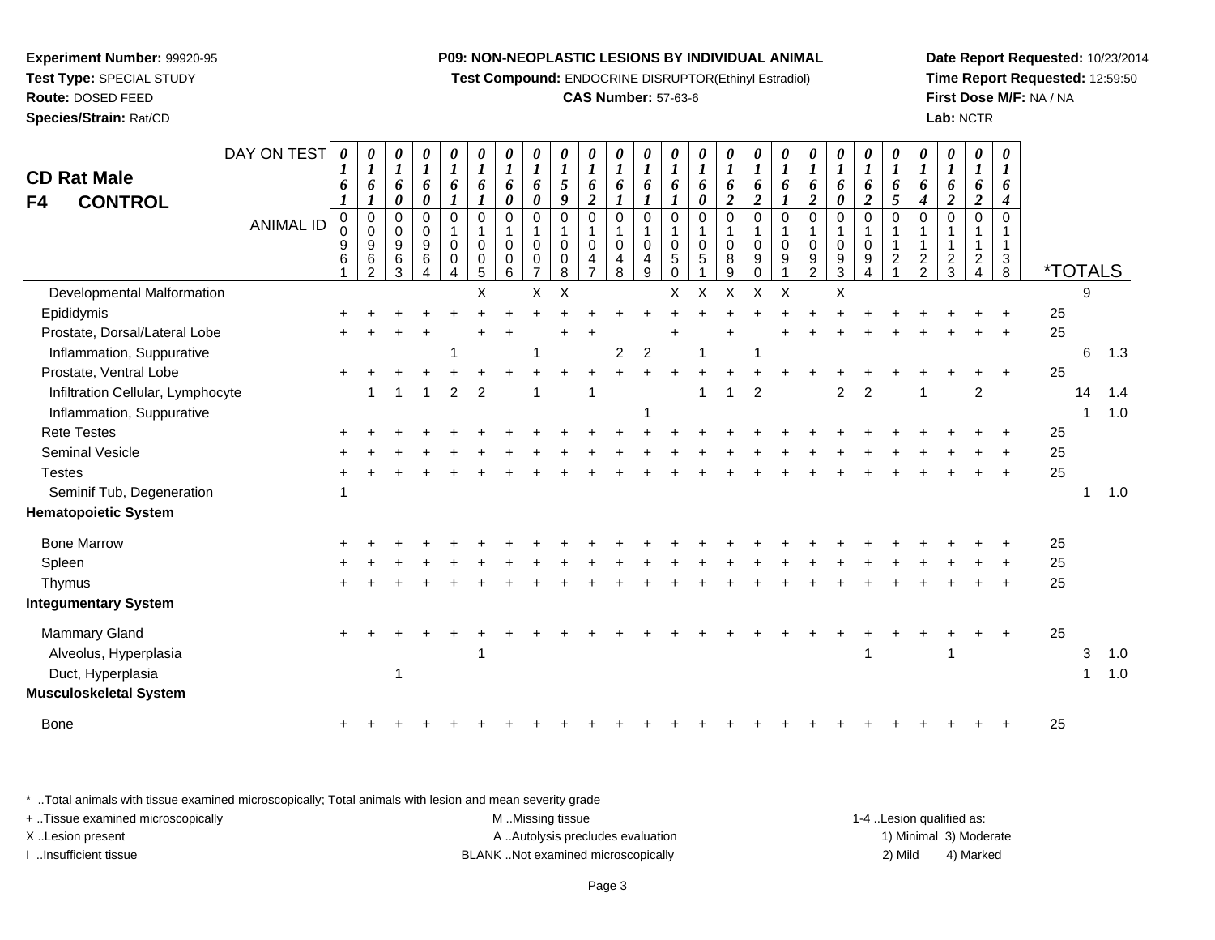**Experiment Number:** 99920-95
**Test Type:** SPECIAL STUDY
**Route:** DOSED FEED
**Species/Strain:** Rat/CD

**P09: NON-NEOPLASTIC LESIONS BY INDIVIDUAL ANIMAL**
**Test Compound:** ENDOCRINE DISRUPTOR(Ethinyl Estradiol)
**CAS Number:** 57-63-6

**Date Report Requested:** 10/23/2014
**Time Report Requested:** 12:59:50
**First Dose M/F:** NA / NA
**Lab:** NCTR

# CD Rat Male
## F4 CONTROL

| DAY ON TEST | 0161 | 0161 | 0160 | 0160 | 0161 | 0161 | 0160 | 0160 | 0159 | 0162 | 0161 | 0161 | 0161 | 0160 | 0162 | 0162 | 0161 | 0162 | 0160 | 0162 | 0165 | 0164 | 0162 | 0162 | 0164 | | | |
|---|---|---|---|---|---|---|---|---|---|---|---|---|---|---|---|---|---|---|---|---|---|---|---|---|---|---|---|---|
| **ANIMAL ID** | 00961 | 00962 | 00963 | 00964 | 01004 | 01005 | 01006 | 01007 | 01008 | 01047 | 01048 | 01049 | 01050 | 01051 | 01089 | 01090 | 01091 | 01092 | 01093 | 01094 | 01121 | 01122 | 01123 | 01124 | 01138 | *TOTALS | | |
| Developmental Malformation | | | | | | X | | X | X | | | | X | X | X | X | X | | X | | | | | | | | 9 | |
| Epididymis | + | + | + | + | + | + | + | + | + | + | + | + | + | + | + | + | + | + | + | + | + | + | + | + | + | 25 | | |
| Prostate, Dorsal/Lateral Lobe | + | + | + | + | | + | + | | + | + | | | + | | | + | | + | + | + | + | + | + | + | + | 25 | | |
| Inflammation, Suppurative | | | | | 1 | | | 1 | | | 2 | 2 | | 1 | | | 1 | | | | | | | | | | 6 | 1.3 |
| Prostate, Ventral Lobe | + | + | + | + | + | + | + | + | + | + | + | + | + | + | + | + | + | + | + | + | + | + | + | + | + | 25 | | |
| Infiltration Cellular, Lymphocyte | | 1 | 1 | 1 | 2 | 2 | | 1 | | 1 | | | | 1 | 1 | 2 | | | 2 | 2 | | 1 | | 2 | | | 14 | 1.4 |
| Inflammation, Suppurative | | | | | | | | | | | | 1 | | | | | | | | | | | | | | | 1 | 1.0 |
| Rete Testes | + | + | + | + | + | + | + | + | + | + | + | + | + | + | + | + | + | + | + | + | + | + | + | + | + | 25 | | |
| Seminal Vesicle | + | + | + | + | + | + | + | + | + | + | + | + | + | + | + | + | + | + | + | + | + | + | + | + | + | 25 | | |
| Testes | + | + | + | + | + | + | + | + | + | + | + | + | + | + | + | + | + | + | + | + | + | + | + | + | + | 25 | | |
| Seminif Tub, Degeneration | 1 | | | | | | | | | | | | | | | | | | | | | | | | | | 1 | 1.0 |
| **Hematopoietic System** | | | | | | | | | | | | | | | | | | | | | | | | | | | | |
| Bone Marrow | + | + | + | + | + | + | + | + | + | + | + | + | + | + | + | + | + | + | + | + | + | + | + | + | + | 25 | | |
| Spleen | + | + | + | + | + | + | + | + | + | + | + | + | + | + | + | + | + | + | + | + | + | + | + | + | + | 25 | | |
| Thymus | + | + | + | + | + | + | + | + | + | + | + | + | + | + | + | + | + | + | + | + | + | + | + | + | + | 25 | | |
| **Integumentary System** | | | | | | | | | | | | | | | | | | | | | | | | | | | | |
| Mammary Gland | + | + | + | + | + | + | + | + | + | + | + | + | + | + | + | + | + | + | + | + | + | + | + | + | + | 25 | | |
| Alveolus, Hyperplasia | | | | | | 1 | | | | | | | | | | | | | | 1 | | | 1 | | | | 3 | 1.0 |
| Duct, Hyperplasia | | | 1 | | | | | | | | | | | | | | | | | | | | | | | | 1 | 1.0 |
| **Musculoskeletal System** | | | | | | | | | | | | | | | | | | | | | | | | | | | | |
| Bone | + | + | + | + | + | + | + | + | + | + | + | + | + | + | + | + | + | + | + | + | + | + | + | + | + | 25 | | |

\* ..Total animals with tissue examined microscopically; Total animals with lesion and mean severity grade
+ ..Tissue examined microscopically
X ..Lesion present
I ..Insufficient tissue

M ..Missing tissue
A ..Autolysis precludes evaluation
BLANK ..Not examined microscopically

1-4 ..Lesion qualified as:
1) Minimal 3) Moderate
2) Mild 4) Marked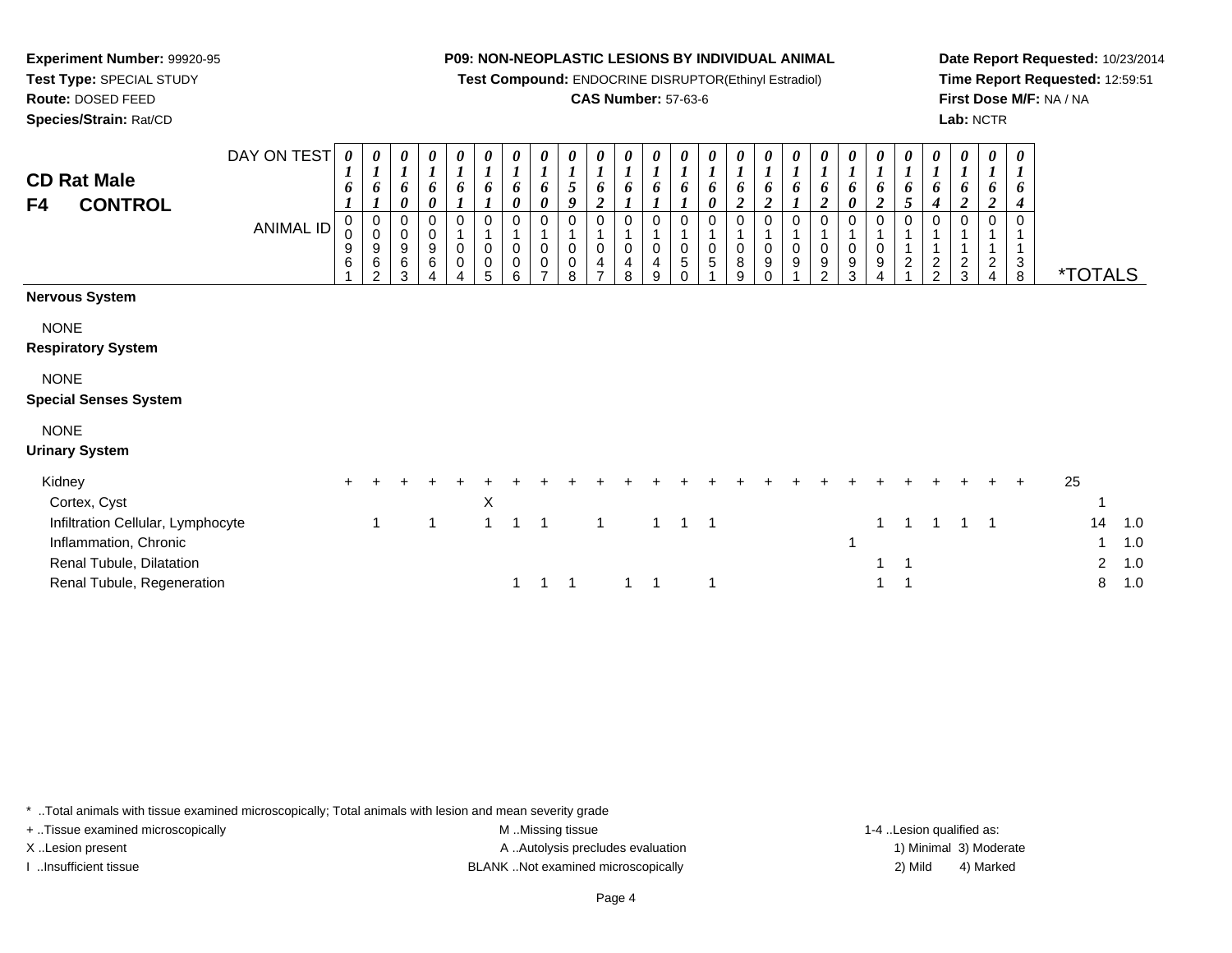**Experiment Number:** 99920-95
**Test Type:** SPECIAL STUDY
**Route:** DOSED FEED
**Species/Strain:** Rat/CD

**P09: NON-NEOPLASTIC LESIONS BY INDIVIDUAL ANIMAL**
**Test Compound:** ENDOCRINE DISRUPTOR(Ethinyl Estradiol)
**CAS Number:** 57-63-6

**Date Report Requested:** 10/23/2014
**Time Report Requested:** 12:59:51
**First Dose M/F:** NA / NA
**Lab:** NCTR

## CD Rat Male
## F4 CONTROL

| DAY ON TEST | 0161 | 0161 | 0160 | 0160 | 0161 | 0161 | 0160 | 0160 | 0159 | 0162 | 0161 | 0161 | 0161 | 0160 | 0162 | 0162 | 0161 | 0162 | 0160 | 0162 | 0165 | 0164 | 0162 | 0162 | 0164 | | |
|---|---|---|---|---|---|---|---|---|---|---|---|---|---|---|---|---|---|---|---|---|---|---|---|---|---|---|---|
| **ANIMAL ID** | 00961 | 00962 | 00963 | 00964 | 01004 | 01005 | 01006 | 01007 | 01008 | 01047 | 01048 | 01049 | 01050 | 01051 | 01089 | 01090 | 01091 | 01092 | 01093 | 01094 | 01121 | 01122 | 01123 | 01124 | 01138 | ***TOTALS** | |
| **Nervous System** | | | | | | | | | | | | | | | | | | | | | | | | | | | |
| NONE | | | | | | | | | | | | | | | | | | | | | | | | | | | |
| **Respiratory System** | | | | | | | | | | | | | | | | | | | | | | | | | | | |
| NONE | | | | | | | | | | | | | | | | | | | | | | | | | | | |
| **Special Senses System** | | | | | | | | | | | | | | | | | | | | | | | | | | | |
| NONE | | | | | | | | | | | | | | | | | | | | | | | | | | | |
| **Urinary System** | | | | | | | | | | | | | | | | | | | | | | | | | | | |
| Kidney | + | + | + | + | + | + | + | + | + | + | + | + | + | + | + | + | + | + | + | + | + | + | + | + | + | 25 | |
| Cortex, Cyst | | | | | | X | | | | | | | | | | | | | | | | | | | | 1 | |
| Infiltration Cellular, Lymphocyte | | 1 | | 1 | | 1 | 1 | 1 | | 1 | | 1 | 1 | 1 | | | | | | 1 | 1 | 1 | 1 | 1 | | 14 | 1.0 |
| Inflammation, Chronic | | | | | | | | | | | | | | | | | | | 1 | | | | | | | 1 | 1.0 |
| Renal Tubule, Dilatation | | | | | | | | | | | | | | | | | | | | 1 | 1 | | | | | 2 | 1.0 |
| Renal Tubule, Regeneration | | | | | | | 1 | 1 | 1 | | 1 | 1 | | 1 | | | | | | 1 | 1 | | | | | 8 | 1.0 |

\* ..Total animals with tissue examined microscopically; Total animals with lesion and mean severity grade
+ ..Tissue examined microscopically
X ..Lesion present
I ..Insufficient tissue

M ..Missing tissue
A ..Autolysis precludes evaluation
BLANK ..Not examined microscopically

1-4 ..Lesion qualified as:
1) Minimal 3) Moderate
2) Mild 4) Marked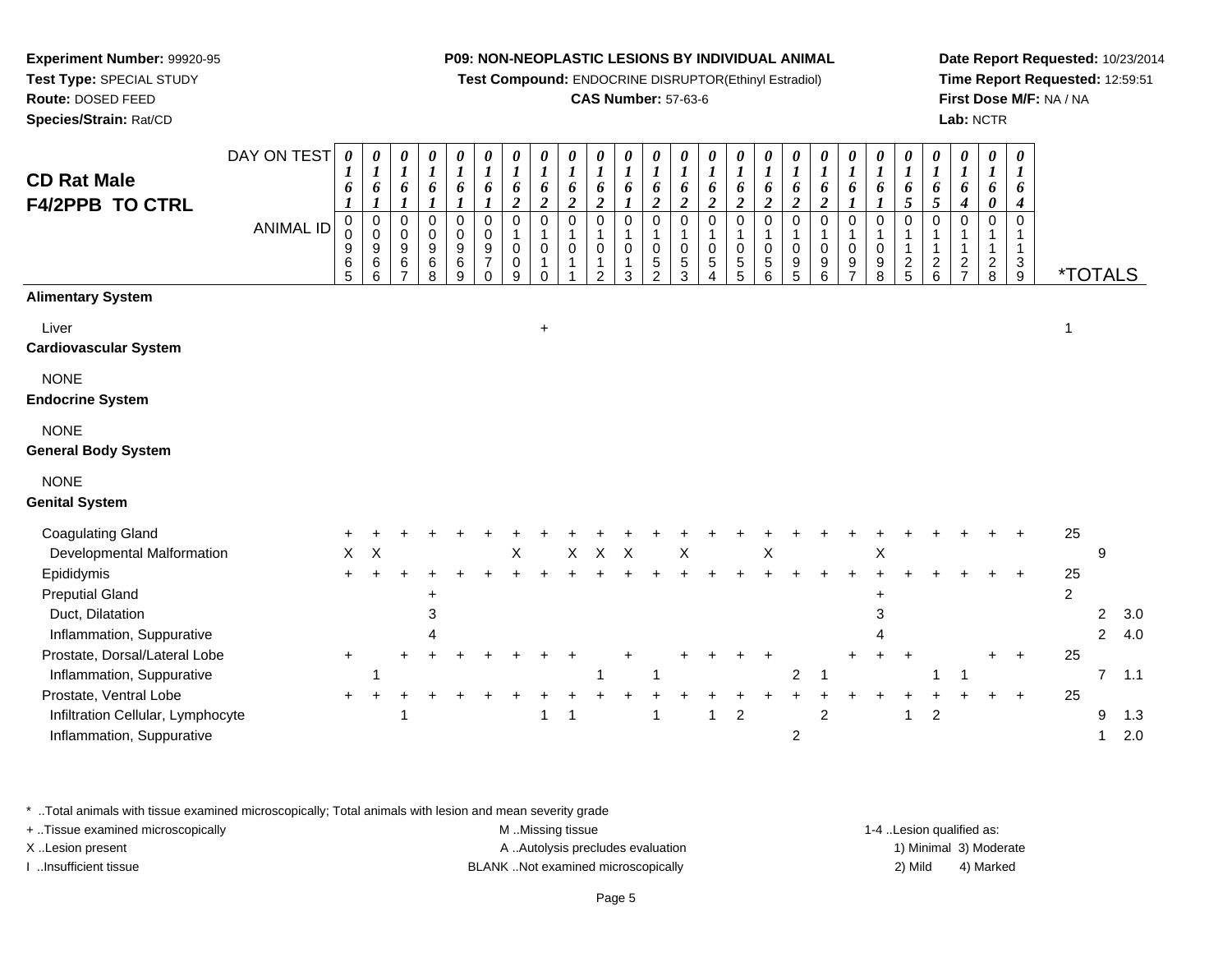**Experiment Number:** 99920-95
**Test Type:** SPECIAL STUDY
**Route:** DOSED FEED
**Species/Strain:** Rat/CD

**P09: NON-NEOPLASTIC LESIONS BY INDIVIDUAL ANIMAL**
**Test Compound:** ENDOCRINE DISRUPTOR(Ethinyl Estradiol)
**CAS Number:** 57-63-6

**Date Report Requested:** 10/23/2014
**Time Report Requested:** 12:59:51
**First Dose M/F:** NA / NA
**Lab:** NCTR

## CD Rat Male F4/2PPB TO CTRL

| DAY ON TEST | 0161 | 0161 | 0161 | 0161 | 0161 | 0161 | 0162 | 0162 | 0162 | 0162 | 0161 | 0162 | 0162 | 0162 | 0162 | 0162 | 0162 | 0162 | 0161 | 0161 | 0165 | 0165 | 0164 | 0160 | 0164 | | | |
|---|---|---|---|---|---|---|---|---|---|---|---|---|---|---|---|---|---|---|---|---|---|---|---|---|---|---|---|---|
| **ANIMAL ID** | 00965 | 00966 | 00967 | 00968 | 00969 | 00970 | 01009 | 01010 | 01011 | 01012 | 01013 | 01052 | 01053 | 01054 | 01055 | 01056 | 01095 | 01096 | 01097 | 01098 | 01125 | 01126 | 01127 | 01128 | 01139 | ***TOTALS** | | |
| **Alimentary System** | | | | | | | | | | | | | | | | | | | | | | | | | | | | |
| Liver | | | | | | | | + | | | | | | | | | | | | | | | | | | 1 | | |
| **Cardiovascular System** | | | | | | | | | | | | | | | | | | | | | | | | | | | | |
| NONE | | | | | | | | | | | | | | | | | | | | | | | | | | | | |
| **Endocrine System** | | | | | | | | | | | | | | | | | | | | | | | | | | | | |
| NONE | | | | | | | | | | | | | | | | | | | | | | | | | | | | |
| **General Body System** | | | | | | | | | | | | | | | | | | | | | | | | | | | | |
| NONE | | | | | | | | | | | | | | | | | | | | | | | | | | | | |
| **Genital System** | | | | | | | | | | | | | | | | | | | | | | | | | | | | |
| Coagulating Gland | + | + | + | + | + | + | + | + | + | + | + | + | + | + | + | + | + | + | + | + | + | + | + | + | + | 25 | | |
| Developmental Malformation | X | X | | | | | X | | X | X | X | | X | | | X | | | | X | | | | | | | 9 | |
| Epididymis | + | + | + | + | + | + | + | + | + | + | + | + | + | + | + | + | + | + | + | + | + | + | + | + | + | 25 | | |
| Preputial Gland | | | | + | | | | | | | | | | | | | | | | + | | | | | | 2 | | |
| Duct, Dilatation | | | | 3 | | | | | | | | | | | | | | | | 3 | | | | | | | 2 | 3.0 |
| Inflammation, Suppurative | | | | 4 | | | | | | | | | | | | | | | | 4 | | | | | | | 2 | 4.0 |
| Prostate, Dorsal/Lateral Lobe | + | | + | + | + | + | + | + | + | | + | | + | + | + | + | | | + | + | + | | | + | + | 25 | | |
| Inflammation, Suppurative | | 1 | | | | | | | | 1 | | 1 | | | | | 2 | 1 | | | | 1 | 1 | | | | 7 | 1.1 |
| Prostate, Ventral Lobe | + | + | + | + | + | + | + | + | + | + | + | + | + | + | + | + | + | + | + | + | + | + | + | + | + | 25 | | |
| Infiltration Cellular, Lymphocyte | | | 1 | | | | | 1 | 1 | | | 1 | | 1 | 2 | | | 2 | | | 1 | 2 | | | | | 9 | 1.3 |
| Inflammation, Suppurative | | | | | | | | | | | | | | | | | 2 | | | | | | | | | | 1 | 2.0 |

\* ..Total animals with tissue examined microscopically; Total animals with lesion and mean severity grade
+ ..Tissue examined microscopically
X ..Lesion present
I ..Insufficient tissue

M ..Missing tissue
A ..Autolysis precludes evaluation
BLANK ..Not examined microscopically

1-4 ..Lesion qualified as:
1) Minimal 3) Moderate
2) Mild 4) Marked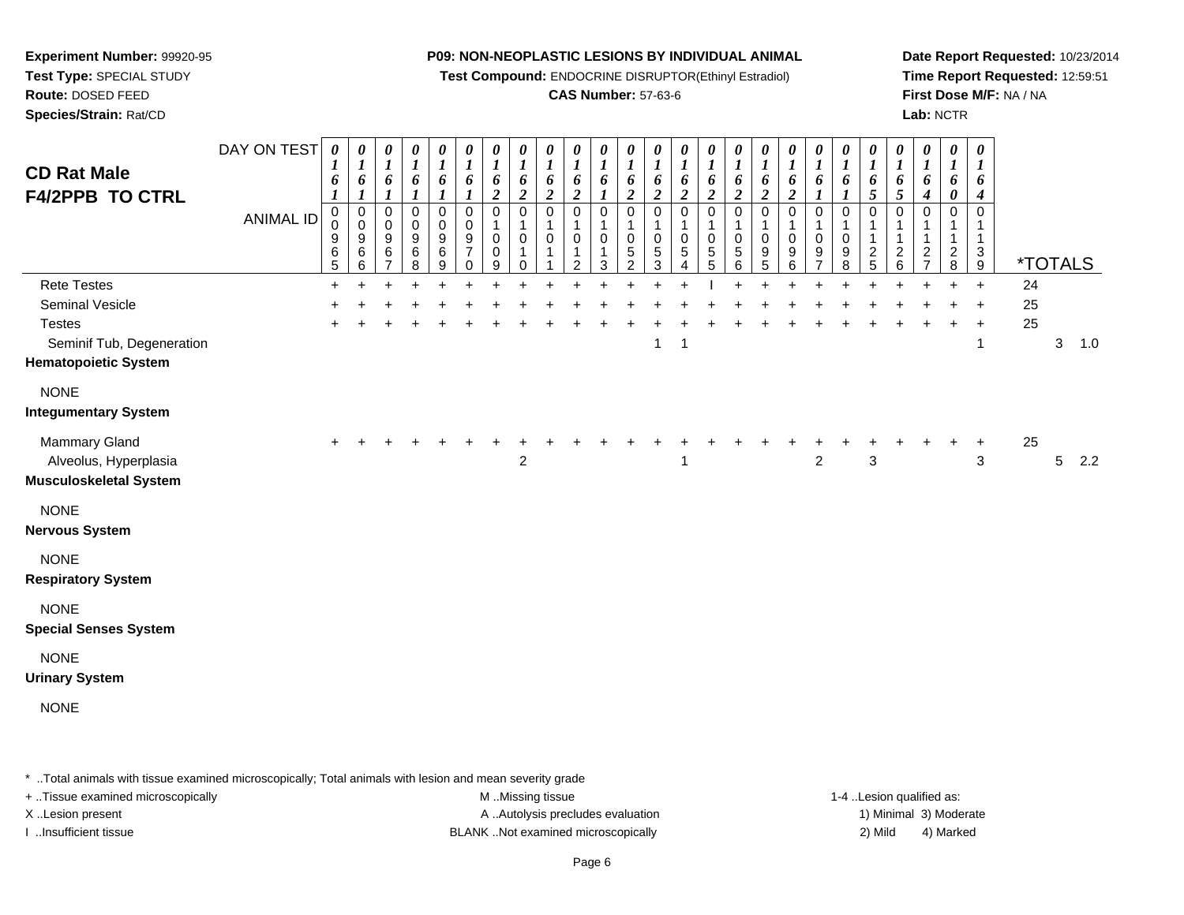**Experiment Number:** 99920-95
**Test Type:** SPECIAL STUDY
**Route:** DOSED FEED
**Species/Strain:** Rat/CD

**P09: NON-NEOPLASTIC LESIONS BY INDIVIDUAL ANIMAL**
**Test Compound:** ENDOCRINE DISRUPTOR(Ethinyl Estradiol)
**CAS Number:** 57-63-6

**Date Report Requested:** 10/23/2014
**Time Report Requested:** 12:59:51
**First Dose M/F:** NA / NA
**Lab:** NCTR

## CD Rat Male F4/2PPB TO CTRL

| DAY ON TEST | 0161 | 0161 | 0161 | 0161 | 0161 | 0161 | 0162 | 0162 | 0162 | 0162 | 0161 | 0162 | 0162 | 0162 | 0162 | 0162 | 0162 | 0162 | 0161 | 0161 | 0165 | 0165 | 0164 | 0160 | 0164 | *TOTALS | | |
|---|---|---|---|---|---|---|---|---|---|---|---|---|---|---|---|---|---|---|---|---|---|---|---|---|---|---|---|---|
| **ANIMAL ID** | 00965 | 00966 | 00967 | 00968 | 00969 | 00970 | 01009 | 01010 | 01011 | 01012 | 01013 | 01052 | 01053 | 01054 | 01055 | 01056 | 01095 | 01096 | 01097 | 01098 | 01125 | 01126 | 01127 | 01128 | 01139 | | | |
| Rete Testes | + | + | + | + | + | + | + | + | + | + | + | + | + | + | I | + | + | + | + | + | + | + | + | + | + | 24 | | |
| Seminal Vesicle | + | + | + | + | + | + | + | + | + | + | + | + | + | + | + | + | + | + | + | + | + | + | + | + | + | 25 | | |
| Testes | + | + | + | + | + | + | + | + | + | + | + | + | + | + | + | + | + | + | + | + | + | + | + | + | + | 25 | | |
| Seminif Tub, Degeneration | | | | | | | | | | | | | 1 | 1 | | | | | | | | | | | 1 | | 3 | 1.0 |
| **Hematopoietic System** | | | | | | | | | | | | | | | | | | | | | | | | | | | | |
| NONE | | | | | | | | | | | | | | | | | | | | | | | | | | | | |
| **Integumentary System** | | | | | | | | | | | | | | | | | | | | | | | | | | | | |
| Mammary Gland | + | + | + | + | + | + | + | + | + | + | + | + | + | + | + | + | + | + | + | + | + | + | + | + | + | 25 | | |
| Alveolus, Hyperplasia | | | | | | | | 2 | | | | | | 1 | | | | | 2 | | 3 | | | | 3 | | 5 | 2.2 |
| **Musculoskeletal System** | | | | | | | | | | | | | | | | | | | | | | | | | | | | |
| NONE | | | | | | | | | | | | | | | | | | | | | | | | | | | | |
| **Nervous System** | | | | | | | | | | | | | | | | | | | | | | | | | | | | |
| NONE | | | | | | | | | | | | | | | | | | | | | | | | | | | | |
| **Respiratory System** | | | | | | | | | | | | | | | | | | | | | | | | | | | | |
| NONE | | | | | | | | | | | | | | | | | | | | | | | | | | | | |
| **Special Senses System** | | | | | | | | | | | | | | | | | | | | | | | | | | | | |
| NONE | | | | | | | | | | | | | | | | | | | | | | | | | | | | |
| **Urinary System** | | | | | | | | | | | | | | | | | | | | | | | | | | | | |
| NONE | | | | | | | | | | | | | | | | | | | | | | | | | | | | |

* ..Total animals with tissue examined microscopically; Total animals with lesion and mean severity grade
+ ..Tissue examined microscopically
X ..Lesion present
I ..Insufficient tissue
M ..Missing tissue
A ..Autolysis precludes evaluation
BLANK ..Not examined microscopically
1-4 ..Lesion qualified as:
1) Minimal 3) Moderate
2) Mild 4) Marked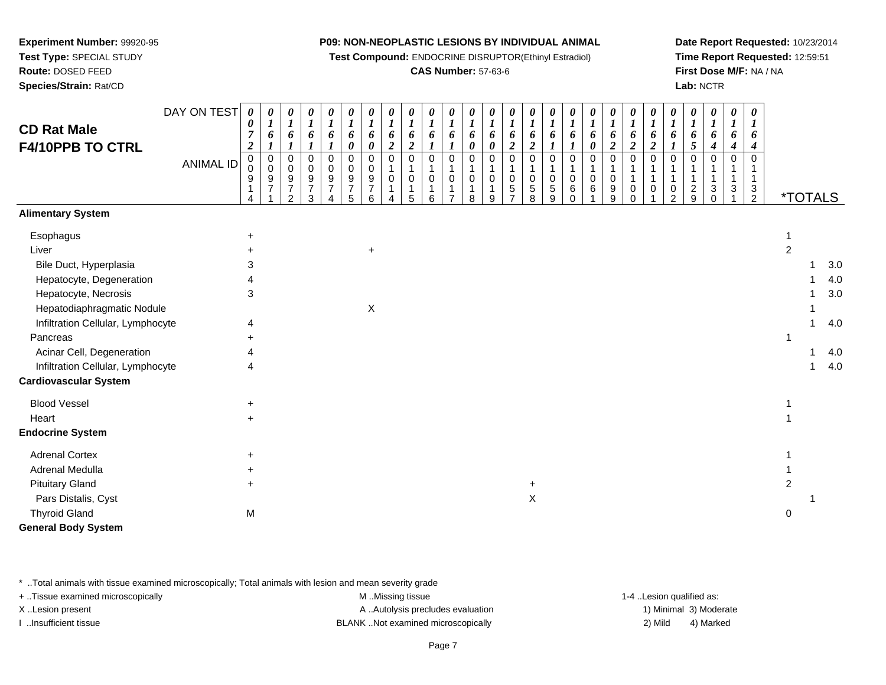**Experiment Number:** 99920-95
**Test Type:** SPECIAL STUDY
**Route:** DOSED FEED
**Species/Strain:** Rat/CD

**P09: NON-NEOPLASTIC LESIONS BY INDIVIDUAL ANIMAL**
**Test Compound:** ENDOCRINE DISRUPTOR(Ethinyl Estradiol)
**CAS Number:** 57-63-6

**Date Report Requested:** 10/23/2014
**Time Report Requested:** 12:59:51
**First Dose M/F:** NA / NA
**Lab:** NCTR

## CD Rat Male F4/10PPB TO CTRL

| DAY ON TEST | 0072 | 0161 | 0161 | 0161 | 0161 | 0160 | 0160 | 0162 | 0162 | 0161 | 0161 | 0160 | 0160 | 0162 | 0162 | 0161 | 0161 | 0160 | 0162 | 0162 | 0162 | 0161 | 0165 | 0164 | 0164 | 0164 | *TOTALS | | |
|---|---|---|---|---|---|---|---|---|---|---|---|---|---|---|---|---|---|---|---|---|---|---|---|---|---|---|---|---|---|
| **ANIMAL ID** | 00914 | 00971 | 00972 | 00973 | 00974 | 00975 | 00976 | 01014 | 01015 | 01016 | 01017 | 01018 | 01019 | 01057 | 01058 | 01059 | 01060 | 01061 | 01099 | 01100 | 01101 | 01102 | 01129 | 01130 | 01131 | 01132 | | | |
| **Alimentary System** | | | | | | | | | | | | | | | | | | | | | | | | | | | | | |
| Esophagus | + | | | | | | | | | | | | | | | | | | | | | | | | | | 1 | | |
| Liver | + | | | | | | + | | | | | | | | | | | | | | | | | | | | 2 | | |
| Bile Duct, Hyperplasia | 3 | | | | | | | | | | | | | | | | | | | | | | | | | | | 1 | 3.0 |
| Hepatocyte, Degeneration | 4 | | | | | | | | | | | | | | | | | | | | | | | | | | | 1 | 4.0 |
| Hepatocyte, Necrosis | 3 | | | | | | | | | | | | | | | | | | | | | | | | | | | 1 | 3.0 |
| Hepatodiaphragmatic Nodule | | | | | | | X | | | | | | | | | | | | | | | | | | | | | 1 | |
| Infiltration Cellular, Lymphocyte | 4 | | | | | | | | | | | | | | | | | | | | | | | | | | | 1 | 4.0 |
| Pancreas | + | | | | | | | | | | | | | | | | | | | | | | | | | | 1 | | |
| Acinar Cell, Degeneration | 4 | | | | | | | | | | | | | | | | | | | | | | | | | | | 1 | 4.0 |
| Infiltration Cellular, Lymphocyte | 4 | | | | | | | | | | | | | | | | | | | | | | | | | | | 1 | 4.0 |
| **Cardiovascular System** | | | | | | | | | | | | | | | | | | | | | | | | | | | | | |
| Blood Vessel | + | | | | | | | | | | | | | | | | | | | | | | | | | | 1 | | |
| Heart | + | | | | | | | | | | | | | | | | | | | | | | | | | | 1 | | |
| **Endocrine System** | | | | | | | | | | | | | | | | | | | | | | | | | | | | | |
| Adrenal Cortex | + | | | | | | | | | | | | | | | | | | | | | | | | | | 1 | | |
| Adrenal Medulla | + | | | | | | | | | | | | | | | | | | | | | | | | | | 1 | | |
| Pituitary Gland | + | | | | | | | | | | | | | | + | | | | | | | | | | | | 2 | | |
| Pars Distalis, Cyst | | | | | | | | | | | | | | | X | | | | | | | | | | | | | 1 | |
| Thyroid Gland | M | | | | | | | | | | | | | | | | | | | | | | | | | | 0 | | |
| **General Body System** | | | | | | | | | | | | | | | | | | | | | | | | | | | | | |

* ..Total animals with tissue examined microscopically; Total animals with lesion and mean severity grade
+ ..Tissue examined microscopically
X ..Lesion present
I ..Insufficient tissue

M ..Missing tissue
A ..Autolysis precludes evaluation
BLANK ..Not examined microscopically

1-4 ..Lesion qualified as:
1) Minimal 3) Moderate
2) Mild 4) Marked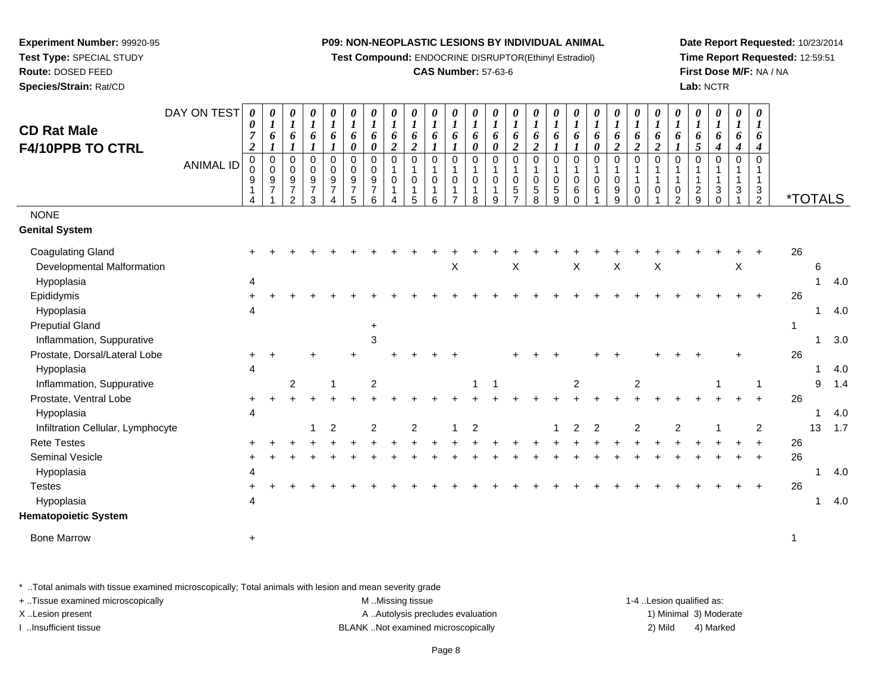**Experiment Number:** 99920-95
**Test Type:** SPECIAL STUDY
**Route:** DOSED FEED
**Species/Strain:** Rat/CD

**P09: NON-NEOPLASTIC LESIONS BY INDIVIDUAL ANIMAL**
**Test Compound:** ENDOCRINE DISRUPTOR(Ethinyl Estradiol)
**CAS Number:** 57-63-6

**Date Report Requested:** 10/23/2014
**Time Report Requested:** 12:59:51
**First Dose M/F:** NA / NA
**Lab:** NCTR

## CD Rat Male F4/10PPB TO CTRL

| DAY ON TEST | 0072 | 0161 | 0161 | 0161 | 0161 | 0160 | 0160 | 0162 | 0162 | 0161 | 0161 | 0160 | 0160 | 0162 | 0162 | 0161 | 0161 | 0160 | 0162 | 0162 | 0162 | 0161 | 0165 | 0164 | 0164 | 0164 | | | |
|---|---|---|---|---|---|---|---|---|---|---|---|---|---|---|---|---|---|---|---|---|---|---|---|---|---|---|---|---|---|
| **ANIMAL ID** | 00914 | 00971 | 00972 | 00973 | 00974 | 00975 | 00976 | 01014 | 01015 | 01016 | 01017 | 01018 | 01019 | 01057 | 01058 | 01059 | 01060 | 01061 | 01099 | 01100 | 01101 | 01102 | 01129 | 01130 | 01131 | 01132 | ***TOTALS** | | |
| NONE | | | | | | | | | | | | | | | | | | | | | | | | | | | | | |
| **Genital System** | | | | | | | | | | | | | | | | | | | | | | | | | | | | | |
| Coagulating Gland | + | + | + | + | + | + | + | + | + | + | + | + | + | + | + | + | + | + | + | + | + | + | + | + | + | + | 26 | | |
| Developmental Malformation | | | | | | | | | | | X | | | X | | | X | | X | | X | | | | X | | | 6 | |
| Hypoplasia | 4 | | | | | | | | | | | | | | | | | | | | | | | | | | | 1 | 4.0 |
| Epididymis | + | + | + | + | + | + | + | + | + | + | + | + | + | + | + | + | + | + | + | + | + | + | + | + | + | + | 26 | | |
| Hypoplasia | 4 | | | | | | | | | | | | | | | | | | | | | | | | | | | 1 | 4.0 |
| Preputial Gland | | | | | | | + | | | | | | | | | | | | | | | | | | | | 1 | | |
| Inflammation, Suppurative | | | | | | | 3 | | | | | | | | | | | | | | | | | | | | | 1 | 3.0 |
| Prostate, Dorsal/Lateral Lobe | + | + | | + | | + | | + | + | + | + | | | + | + | + | | + | + | | + | + | + | | + | | 26 | | |
| Hypoplasia | 4 | | | | | | | | | | | | | | | | | | | | | | | | | | | 1 | 4.0 |
| Inflammation, Suppurative | | | 2 | | 1 | | 2 | | | | | 1 | 1 | | | | 2 | | | 2 | | | | 1 | | 1 | | 9 | 1.4 |
| Prostate, Ventral Lobe | + | + | + | + | + | + | + | + | + | + | + | + | + | + | + | + | + | + | + | + | + | + | + | + | + | + | 26 | | |
| Hypoplasia | 4 | | | | | | | | | | | | | | | | | | | | | | | | | | | 1 | 4.0 |
| Infiltration Cellular, Lymphocyte | | | | 1 | 2 | | 2 | | 2 | | 1 | 2 | | | | 1 | 2 | 2 | | 2 | | 2 | | 1 | | 2 | | 13 | 1.7 |
| Rete Testes | + | + | + | + | + | + | + | + | + | + | + | + | + | + | + | + | + | + | + | + | + | + | + | + | + | + | 26 | | |
| Seminal Vesicle | + | + | + | + | + | + | + | + | + | + | + | + | + | + | + | + | + | + | + | + | + | + | + | + | + | + | 26 | | |
| Hypoplasia | 4 | | | | | | | | | | | | | | | | | | | | | | | | | | | 1 | 4.0 |
| Testes | + | + | + | + | + | + | + | + | + | + | + | + | + | + | + | + | + | + | + | + | + | + | + | + | + | + | 26 | | |
| Hypoplasia | 4 | | | | | | | | | | | | | | | | | | | | | | | | | | | 1 | 4.0 |
| **Hematopoietic System** | | | | | | | | | | | | | | | | | | | | | | | | | | | | | |
| Bone Marrow | + | | | | | | | | | | | | | | | | | | | | | | | | | | 1 | | |

* ..Total animals with tissue examined microscopically; Total animals with lesion and mean severity grade

+ ..Tissue examined microscopically
X ..Lesion present
I ..Insufficient tissue

M ..Missing tissue
A ..Autolysis precludes evaluation
BLANK ..Not examined microscopically

1-4 ..Lesion qualified as:
1) Minimal 3) Moderate
2) Mild 4) Marked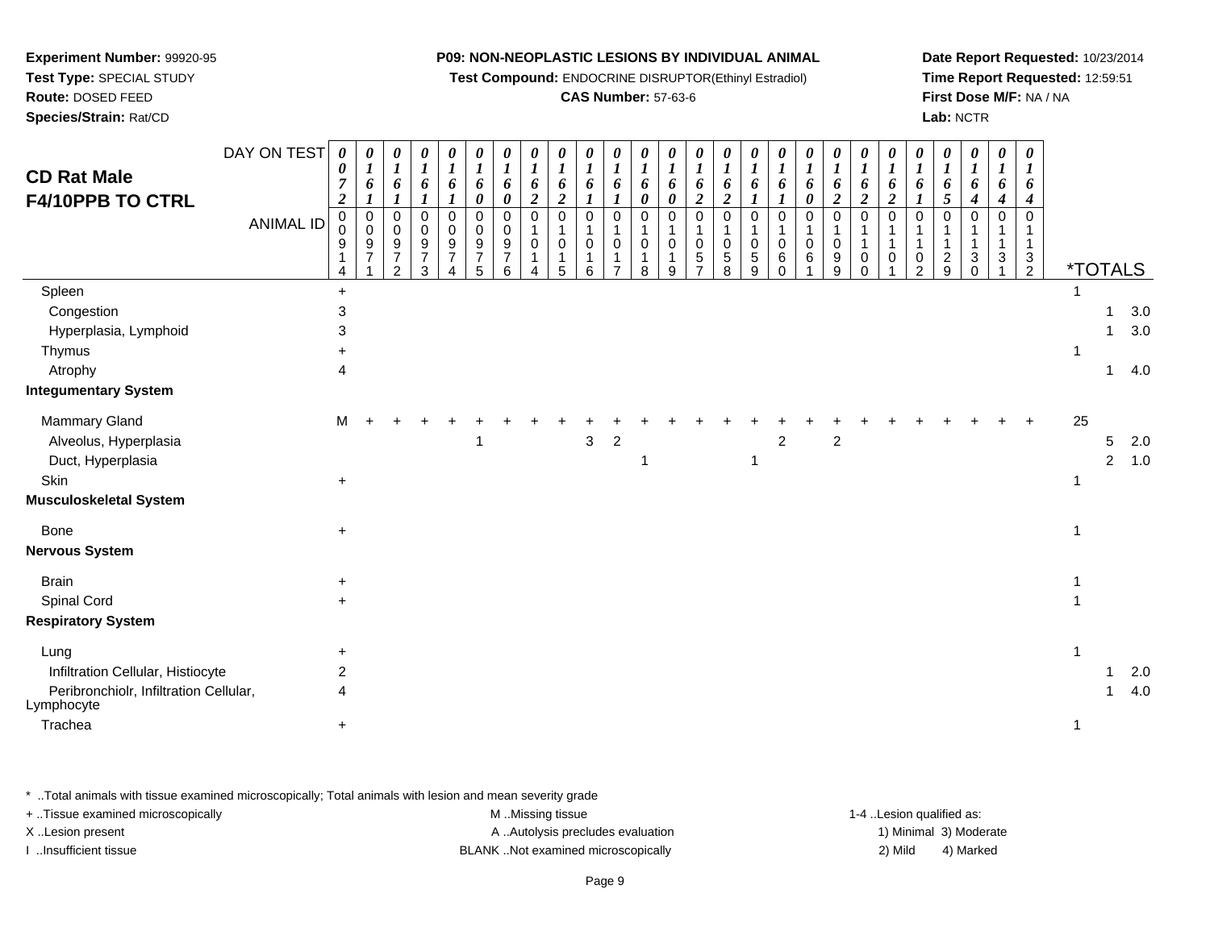**Experiment Number:** 99920-95
**Test Type:** SPECIAL STUDY
**Route:** DOSED FEED
**Species/Strain:** Rat/CD

**P09: NON-NEOPLASTIC LESIONS BY INDIVIDUAL ANIMAL**
**Test Compound:** ENDOCRINE DISRUPTOR(Ethinyl Estradiol)
**CAS Number:** 57-63-6

**Date Report Requested:** 10/23/2014
**Time Report Requested:** 12:59:51
**First Dose M/F:** NA / NA
**Lab:** NCTR

## CD Rat Male F4/10PPB TO CTRL

| DAY ON TEST | 0072 | 0161 | 0161 | 0161 | 0161 | 0160 | 0160 | 0162 | 0162 | 0161 | 0161 | 0160 | 0160 | 0162 | 0162 | 0161 | 0161 | 0160 | 0162 | 0162 | 0162 | 0161 | 0165 | 0164 | 0164 | 0164 | | | |
|---|---|---|---|---|---|---|---|---|---|---|---|---|---|---|---|---|---|---|---|---|---|---|---|---|---|---|---|---|---|
| **ANIMAL ID** | 00914 | 00971 | 00972 | 00973 | 00974 | 00975 | 00976 | 01014 | 01015 | 01016 | 01017 | 01018 | 01019 | 01057 | 01058 | 01059 | 01060 | 01061 | 01099 | 01100 | 01101 | 01102 | 01129 | 01130 | 01131 | 01132 | ***TOTALS** | | |
| Spleen | + | | | | | | | | | | | | | | | | | | | | | | | | | | 1 | | |
| Congestion | 3 | | | | | | | | | | | | | | | | | | | | | | | | | | | 1 | 3.0 |
| Hyperplasia, Lymphoid | 3 | | | | | | | | | | | | | | | | | | | | | | | | | | | 1 | 3.0 |
| Thymus | + | | | | | | | | | | | | | | | | | | | | | | | | | | 1 | | |
| Atrophy | 4 | | | | | | | | | | | | | | | | | | | | | | | | | | | 1 | 4.0 |
| **Integumentary System** | | | | | | | | | | | | | | | | | | | | | | | | | | | | | |
| Mammary Gland | M | + | + | + | + | + | + | + | + | + | + | + | + | + | + | + | + | + | + | + | + | + | + | + | + | + | 25 | | |
| Alveolus, Hyperplasia | | | | | | 1 | | | | 3 | 2 | | | | | | 2 | | 2 | | | | | | | | | 5 | 2.0 |
| Duct, Hyperplasia | | | | | | | | | | | | 1 | | | | 1 | | | | | | | | | | | | 2 | 1.0 |
| Skin | + | | | | | | | | | | | | | | | | | | | | | | | | | | 1 | | |
| **Musculoskeletal System** | | | | | | | | | | | | | | | | | | | | | | | | | | | | | |
| Bone | + | | | | | | | | | | | | | | | | | | | | | | | | | | 1 | | |
| **Nervous System** | | | | | | | | | | | | | | | | | | | | | | | | | | | | | |
| Brain | + | | | | | | | | | | | | | | | | | | | | | | | | | | 1 | | |
| Spinal Cord | + | | | | | | | | | | | | | | | | | | | | | | | | | | 1 | | |
| **Respiratory System** | | | | | | | | | | | | | | | | | | | | | | | | | | | | | |
| Lung | + | | | | | | | | | | | | | | | | | | | | | | | | | | 1 | | |
| Infiltration Cellular, Histiocyte | 2 | | | | | | | | | | | | | | | | | | | | | | | | | | | 1 | 2.0 |
| Peribronchiolr, Infiltration Cellular, Lymphocyte | 4 | | | | | | | | | | | | | | | | | | | | | | | | | | | 1 | 4.0 |
| Trachea | + | | | | | | | | | | | | | | | | | | | | | | | | | | 1 | | |

\* ..Total animals with tissue examined microscopically; Total animals with lesion and mean severity grade
+ ..Tissue examined microscopically
X ..Lesion present
I ..Insufficient tissue
M ..Missing tissue
A ..Autolysis precludes evaluation
BLANK ..Not examined microscopically
1-4 ..Lesion qualified as: 1) Minimal 2) Mild 3) Moderate 4) Marked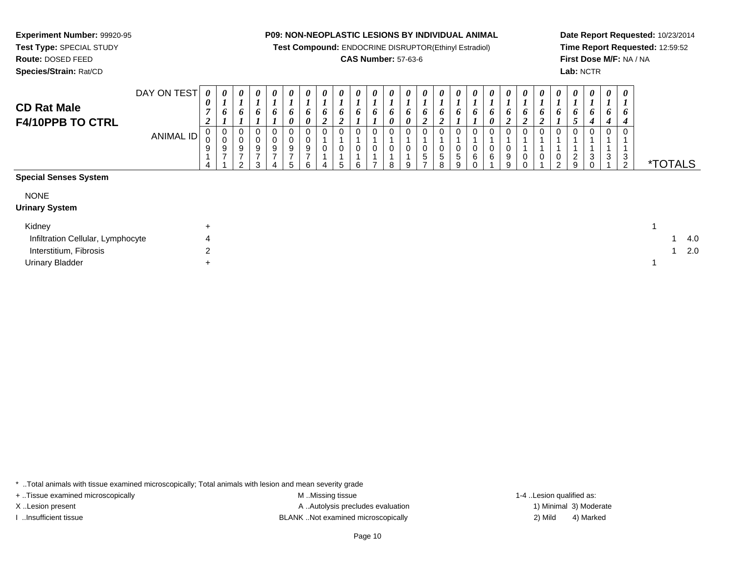**Experiment Number:** 99920-95
**Test Type:** SPECIAL STUDY
**Route:** DOSED FEED
**Species/Strain:** Rat/CD

**P09: NON-NEOPLASTIC LESIONS BY INDIVIDUAL ANIMAL**
**Test Compound:** ENDOCRINE DISRUPTOR(Ethinyl Estradiol)
**CAS Number:** 57-63-6

**Date Report Requested:** 10/23/2014
**Time Report Requested:** 12:59:52
**First Dose M/F:** NA / NA
**Lab:** NCTR

## CD Rat Male F4/10PPB TO CTRL

| DAY ON TEST | 0072 | 0161 | 0161 | 0161 | 0161 | 0160 | 0160 | 0162 | 0162 | 0161 | 0161 | 0160 | 0160 | 0162 | 0162 | 0161 | 0161 | 0160 | 0162 | 0162 | 0162 | 0161 | 0165 | 0164 | 0164 | 0164 | |
|---|---|---|---|---|---|---|---|---|---|---|---|---|---|---|---|---|---|---|---|---|---|---|---|---|---|---|---|
| **ANIMAL ID** | 00914 | 00971 | 00972 | 00973 | 00974 | 00975 | 00976 | 01014 | 01015 | 01016 | 01017 | 01018 | 01019 | 01057 | 01058 | 01059 | 01060 | 01061 | 01099 | 01100 | 01101 | 01102 | 01129 | 01130 | 01131 | 01132 | ***TOTALS** |
| **Special Senses System** | | | | | | | | | | | | | | | | | | | | | | | | | | | |
| NONE | | | | | | | | | | | | | | | | | | | | | | | | | | | |
| **Urinary System** | | | | | | | | | | | | | | | | | | | | | | | | | | | |
| Kidney | + | | | | | | | | | | | | | | | | | | | | | | | | | | 1 |
| Infiltration Cellular, Lymphocyte | 4 | | | | | | | | | | | | | | | | | | | | | | | | | | 1 4.0 |
| Interstitium, Fibrosis | 2 | | | | | | | | | | | | | | | | | | | | | | | | | | 1 2.0 |
| Urinary Bladder | + | | | | | | | | | | | | | | | | | | | | | | | | | | 1 |

\* ..Total animals with tissue examined microscopically; Total animals with lesion and mean severity grade
+ ..Tissue examined microscopically
X ..Lesion present
I ..Insufficient tissue
M ..Missing tissue
A ..Autolysis precludes evaluation
BLANK ..Not examined microscopically
1-4 ..Lesion qualified as:
1) Minimal 3) Moderate
2) Mild 4) Marked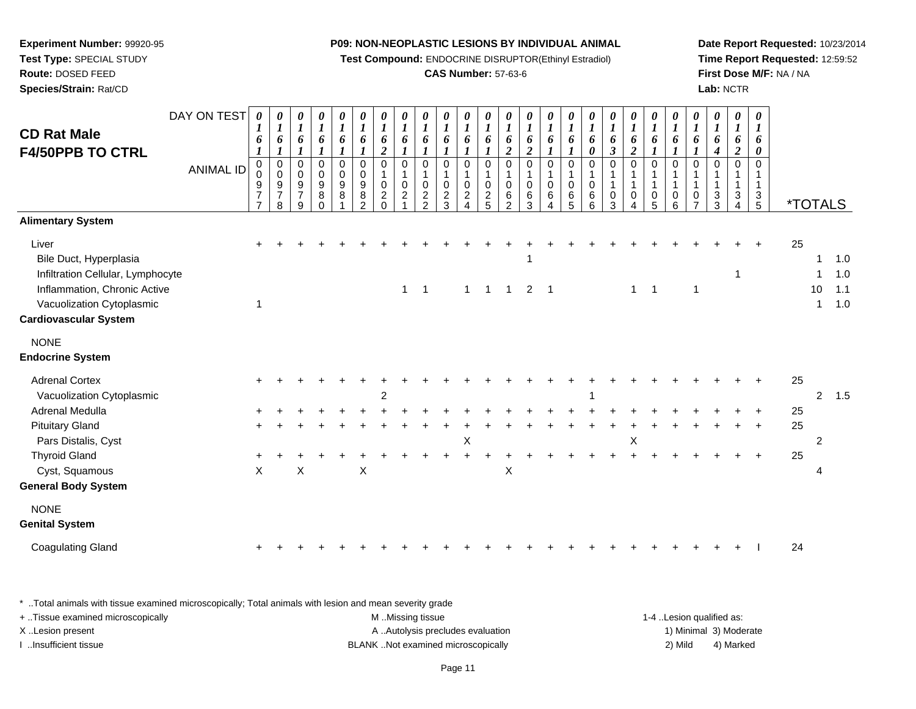**Experiment Number:** 99920-95
**Test Type:** SPECIAL STUDY
**Route:** DOSED FEED
**Species/Strain:** Rat/CD

**P09: NON-NEOPLASTIC LESIONS BY INDIVIDUAL ANIMAL**
**Test Compound:** ENDOCRINE DISRUPTOR(Ethinyl Estradiol)
**CAS Number:** 57-63-6

**Date Report Requested:** 10/23/2014
**Time Report Requested:** 12:59:52
**First Dose M/F:** NA / NA
**Lab:** NCTR

## CD Rat Male F4/50PPB TO CTRL

| DAY ON TEST | 0161 | 0161 | 0161 | 0161 | 0161 | 0161 | 0162 | 0161 | 0161 | 0161 | 0161 | 0161 | 0162 | 0162 | 0161 | 0161 | 0160 | 0163 | 0162 | 0161 | 0161 | 0161 | 0164 | 0162 | 0160 | | |
|---|---|---|---|---|---|---|---|---|---|---|---|---|---|---|---|---|---|---|---|---|---|---|---|---|---|---|---|
| **ANIMAL ID** | 00977 | 00978 | 00979 | 00980 | 00981 | 00982 | 01020 | 01021 | 01022 | 01023 | 01024 | 01025 | 01062 | 01063 | 01064 | 01065 | 01066 | 01103 | 01104 | 01105 | 01106 | 01107 | 01133 | 01134 | 01135 | ***TOTALS** | |
| **Alimentary System** | | | | | | | | | | | | | | | | | | | | | | | | | | | |
| Liver | + | + | + | + | + | + | + | + | + | + | + | + | + | + | + | + | + | + | + | + | + | + | + | + | + | 25 | |
| Bile Duct, Hyperplasia | | | | | | | | | | | | | | 1 | | | | | | | | | | | | 1 | 1.0 |
| Infiltration Cellular, Lymphocyte | | | | | | | | | | | | | | | | | | | | | | | | 1 | | 1 | 1.0 |
| Inflammation, Chronic Active | | | | | | | | 1 | 1 | | 1 | 1 | 1 | 2 | 1 | | | | 1 | 1 | | 1 | | | | 10 | 1.1 |
| Vacuolization Cytoplasmic | 1 | | | | | | | | | | | | | | | | | | | | | | | | | 1 | 1.0 |
| **Cardiovascular System** | | | | | | | | | | | | | | | | | | | | | | | | | | | |
| NONE | | | | | | | | | | | | | | | | | | | | | | | | | | | |
| **Endocrine System** | | | | | | | | | | | | | | | | | | | | | | | | | | | |
| Adrenal Cortex | + | + | + | + | + | + | + | + | + | + | + | + | + | + | + | + | + | + | + | + | + | + | + | + | + | 25 | |
| Vacuolization Cytoplasmic | | | | | | | 2 | | | | | | | | | | 1 | | | | | | | | | 2 | 1.5 |
| Adrenal Medulla | + | + | + | + | + | + | + | + | + | + | + | + | + | + | + | + | + | + | + | + | + | + | + | + | + | 25 | |
| Pituitary Gland | + | + | + | + | + | + | + | + | + | + | + | + | + | + | + | + | + | + | + | + | + | + | + | + | + | 25 | |
| Pars Distalis, Cyst | | | | | | | | | | | X | | | | | | | | X | | | | | | | 2 | |
| Thyroid Gland | + | + | + | + | + | + | + | + | + | + | + | + | + | + | + | + | + | + | + | + | + | + | + | + | + | 25 | |
| Cyst, Squamous | X | | X | | | X | | | | | | | X | | | | | | | | | | | | | 4 | |
| **General Body System** | | | | | | | | | | | | | | | | | | | | | | | | | | | |
| NONE | | | | | | | | | | | | | | | | | | | | | | | | | | | |
| **Genital System** | | | | | | | | | | | | | | | | | | | | | | | | | | | |
| Coagulating Gland | + | + | + | + | + | + | + | + | + | + | + | + | + | + | + | + | + | + | + | + | + | + | + | + | I | 24 | |

\* ..Total animals with tissue examined microscopically; Total animals with lesion and mean severity grade
\+ ..Tissue examined microscopically
X ..Lesion present
I ..Insufficient tissue

M ..Missing tissue
A ..Autolysis precludes evaluation
BLANK ..Not examined microscopically

1-4 ..Lesion qualified as:
1) Minimal 2) Mild 3) Moderate 4) Marked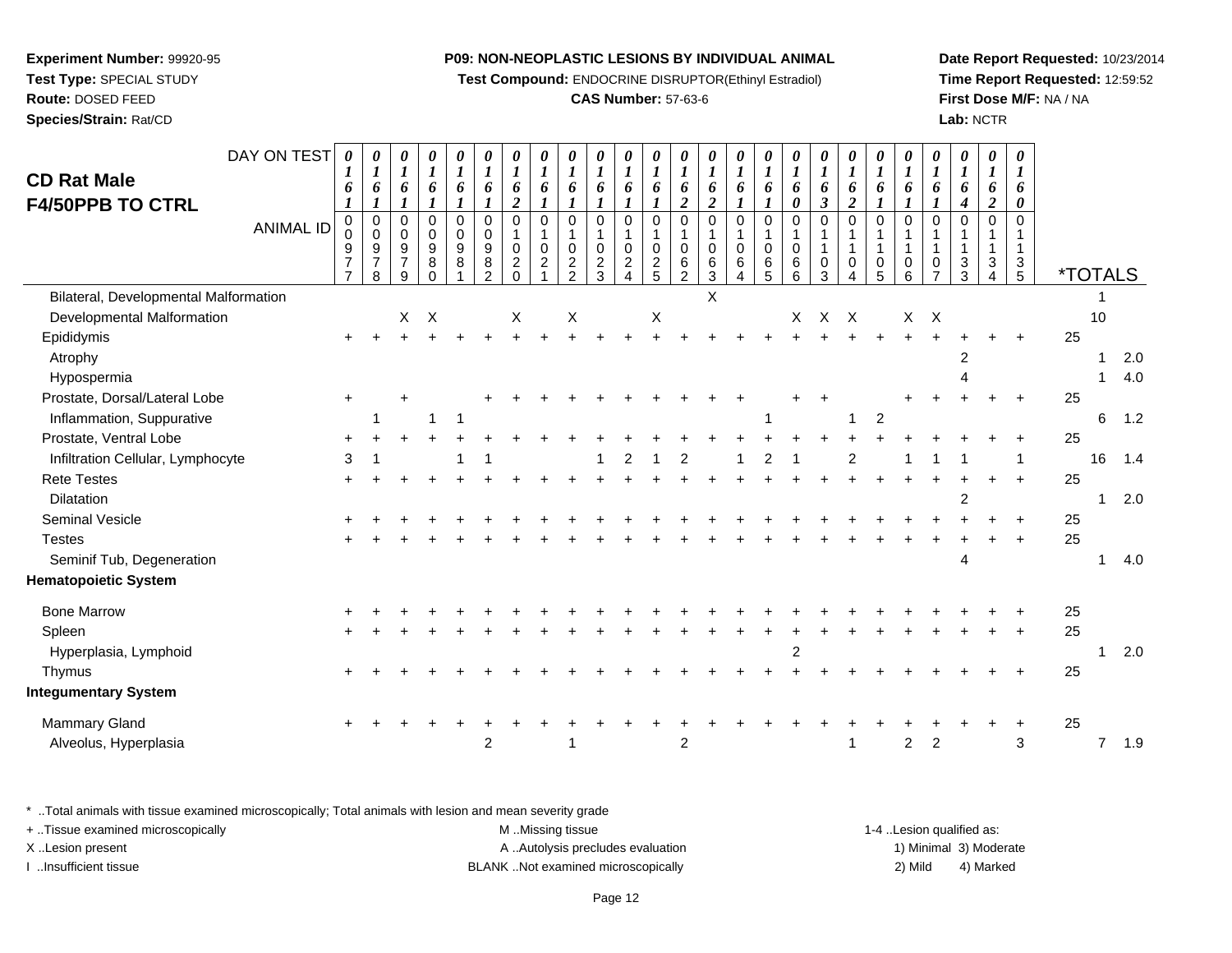## CD Rat Male F4/50PPB TO CTRL

| DAY ON TEST | 0161 | 0161 | 0161 | 0161 | 0161 | 0161 | 0162 | 0161 | 0161 | 0161 | 0161 | 0161 | 0162 | 0162 | 0161 | 0161 | 0160 | 0163 | 0162 | 0161 | 0161 | 0161 | 0164 | 0162 | 0160 | *TOTALS | | |
|---|---|---|---|---|---|---|---|---|---|---|---|---|---|---|---|---|---|---|---|---|---|---|---|---|---|---|---|---|
| ANIMAL ID | 00977 | 00978 | 00979 | 00980 | 00981 | 00982 | 01020 | 01021 | 01022 | 01023 | 01024 | 01025 | 01062 | 01063 | 01064 | 01065 | 01066 | 01103 | 01104 | 01105 | 01106 | 01107 | 01133 | 01134 | 01135 | | | |
| Bilateral, Developmental Malformation | | | | | | | | | | | | | | X | | | | | | | | | | | | | 1 | |
| Developmental Malformation | | | X | X | | | X | | X | | | X | | | | | X | X | X | | X | X | | | | | 10 | |
| Epididymis | + | + | + | + | + | + | + | + | + | + | + | + | + | + | + | + | + | + | + | + | + | + | + | + | + | 25 | | |
| Atrophy | | | | | | | | | | | | | | | | | | | | | | | 2 | | | | 1 | 2.0 |
| Hypospermia | | | | | | | | | | | | | | | | | | | | | | | 4 | | | | 1 | 4.0 |
| Prostate, Dorsal/Lateral Lobe | + | | + | | | + | + | + | + | + | + | + | + | + | + | | + | + | | | + | + | + | + | + | 25 | | |
| Inflammation, Suppurative | | 1 | | 1 | 1 | | | | | | | | | | | 1 | | | 1 | 2 | | | | | | | 6 | 1.2 |
| Prostate, Ventral Lobe | + | + | + | + | + | + | + | + | + | + | + | + | + | + | + | + | + | + | + | + | + | + | + | + | + | 25 | | |
| Infiltration Cellular, Lymphocyte | 3 | 1 | | | 1 | 1 | | | | 1 | 2 | 1 | 2 | | 1 | 2 | 1 | | 2 | | 1 | 1 | 1 | | 1 | | 16 | 1.4 |
| Rete Testes | + | + | + | + | + | + | + | + | + | + | + | + | + | + | + | + | + | + | + | + | + | + | + | + | + | 25 | | |
| Dilatation | | | | | | | | | | | | | | | | | | | | | | | 2 | | | | 1 | 2.0 |
| Seminal Vesicle | + | + | + | + | + | + | + | + | + | + | + | + | + | + | + | + | + | + | + | + | + | + | + | + | + | 25 | | |
| Testes | + | + | + | + | + | + | + | + | + | + | + | + | + | + | + | + | + | + | + | + | + | + | + | + | + | 25 | | |
| Seminif Tub, Degeneration | | | | | | | | | | | | | | | | | | | | | | | 4 | | | | 1 | 4.0 |
| **Hematopoietic System** | | | | | | | | | | | | | | | | | | | | | | | | | | | | |
| Bone Marrow | + | + | + | + | + | + | + | + | + | + | + | + | + | + | + | + | + | + | + | + | + | + | + | + | + | 25 | | |
| Spleen | + | + | + | + | + | + | + | + | + | + | + | + | + | + | + | + | + | + | + | + | + | + | + | + | + | 25 | | |
| Hyperplasia, Lymphoid | | | | | | | | | | | | | | | | | 2 | | | | | | | | | | 1 | 2.0 |
| Thymus | + | + | + | + | + | + | + | + | + | + | + | + | + | + | + | + | + | + | + | + | + | + | + | + | + | 25 | | |
| **Integumentary System** | | | | | | | | | | | | | | | | | | | | | | | | | | | | |
| Mammary Gland | + | + | + | + | + | + | + | + | + | + | + | + | + | + | + | + | + | + | + | + | + | + | + | + | + | 25 | | |
| Alveolus, Hyperplasia | | | | | | 2 | | | 1 | | | | 2 | | | | | | 1 | | 2 | 2 | | | 3 | | 7 | 1.9 |

\* ..Total animals with tissue examined microscopically; Total animals with lesion and mean severity grade

+ ..Tissue examined microscopically
X ..Lesion present
I ..Insufficient tissue

M ..Missing tissue
A ..Autolysis precludes evaluation
BLANK ..Not examined microscopically

1-4 ..Lesion qualified as:
1) Minimal 3) Moderate
2) Mild 4) Marked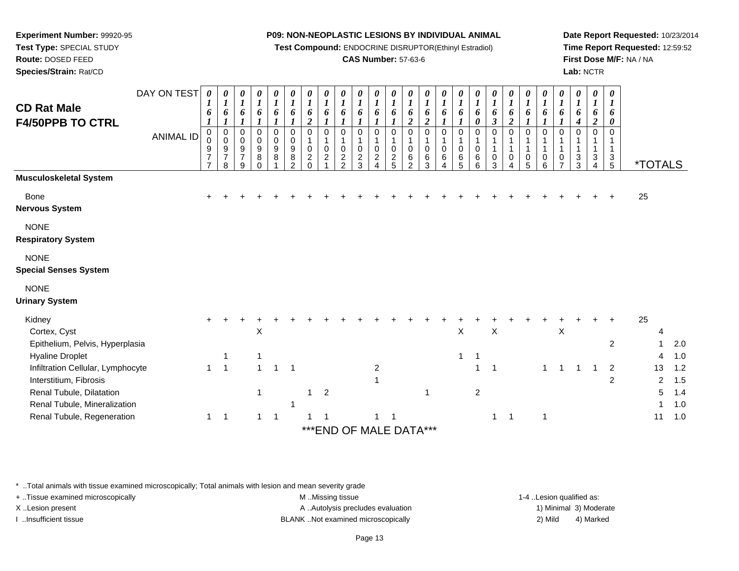**Experiment Number:** 99920-95
**Test Type:** SPECIAL STUDY
**Route:** DOSED FEED
**Species/Strain:** Rat/CD

**P09: NON-NEOPLASTIC LESIONS BY INDIVIDUAL ANIMAL**
**Test Compound:** ENDOCRINE DISRUPTOR(Ethinyl Estradiol)
**CAS Number:** 57-63-6

**Date Report Requested:** 10/23/2014
**Time Report Requested:** 12:59:52
**First Dose M/F:** NA / NA
**Lab:** NCTR

## CD Rat Male F4/50PPB TO CTRL

| DAY ON TEST | 0161 | 0161 | 0161 | 0161 | 0161 | 0161 | 0162 | 0161 | 0161 | 0161 | 0161 | 0161 | 0162 | 0162 | 0161 | 0161 | 0160 | 0163 | 0162 | 0161 | 0161 | 0161 | 0164 | 0162 | 0160 | | |
|---|---|---|---|---|---|---|---|---|---|---|---|---|---|---|---|---|---|---|---|---|---|---|---|---|---|---|---|
| **ANIMAL ID** | 00977 | 00978 | 00979 | 00980 | 00981 | 00982 | 01020 | 01021 | 01022 | 01023 | 01024 | 01025 | 01062 | 01063 | 01064 | 01065 | 01066 | 01103 | 01104 | 01105 | 01106 | 01107 | 01133 | 01134 | 01135 | ***TOTALS** | |
| **Musculoskeletal System** | | | | | | | | | | | | | | | | | | | | | | | | | | | |
| Bone | + | + | + | + | + | + | + | + | + | + | + | + | + | + | + | + | + | + | + | + | + | + | + | + | + | 25 | |
| **Nervous System** | | | | | | | | | | | | | | | | | | | | | | | | | | | |
| NONE | | | | | | | | | | | | | | | | | | | | | | | | | | | |
| **Respiratory System** | | | | | | | | | | | | | | | | | | | | | | | | | | | |
| NONE | | | | | | | | | | | | | | | | | | | | | | | | | | | |
| **Special Senses System** | | | | | | | | | | | | | | | | | | | | | | | | | | | |
| NONE | | | | | | | | | | | | | | | | | | | | | | | | | | | |
| **Urinary System** | | | | | | | | | | | | | | | | | | | | | | | | | | | |
| Kidney | + | + | + | + | + | + | + | + | + | + | + | + | + | + | + | + | + | + | + | + | + | + | + | + | + | 25 | |
| Cortex, Cyst | | | | X | | | | | | | | | | | | X | | X | | | | X | | | | 4 | |
| Epithelium, Pelvis, Hyperplasia | | | | | | | | | | | | | | | | | | | | | | | | | 2 | 1 | 2.0 |
| Hyaline Droplet | | 1 | | 1 | | | | | | | | | | | | 1 | 1 | | | | | | | | | 4 | 1.0 |
| Infiltration Cellular, Lymphocyte | 1 | 1 | | 1 | 1 | 1 | | | | | 2 | | | | | | 1 | 1 | | | 1 | 1 | 1 | 1 | 2 | 13 | 1.2 |
| Interstitium, Fibrosis | | | | | | | | | | | 1 | | | | | | | | | | | | | | 2 | 2 | 1.5 |
| Renal Tubule, Dilatation | | | | 1 | | | 1 | 2 | | | | | | 1 | | | 2 | | | | | | | | | 5 | 1.4 |
| Renal Tubule, Mineralization | | | | | | 1 | | | | | | | | | | | | | | | | | | | | 1 | 1.0 |
| Renal Tubule, Regeneration | 1 | 1 | | 1 | 1 | | 1 | 1 | | | 1 | 1 | | | | | | 1 | 1 | | 1 | | | | | 11 | 1.0 |

***END OF MALE DATA***

\* ..Total animals with tissue examined microscopically; Total animals with lesion and mean severity grade
+ ..Tissue examined microscopically
X ..Lesion present
I ..Insufficient tissue

M ..Missing tissue
A ..Autolysis precludes evaluation
BLANK ..Not examined microscopically

1-4 ..Lesion qualified as:
1) Minimal 3) Moderate
2) Mild 4) Marked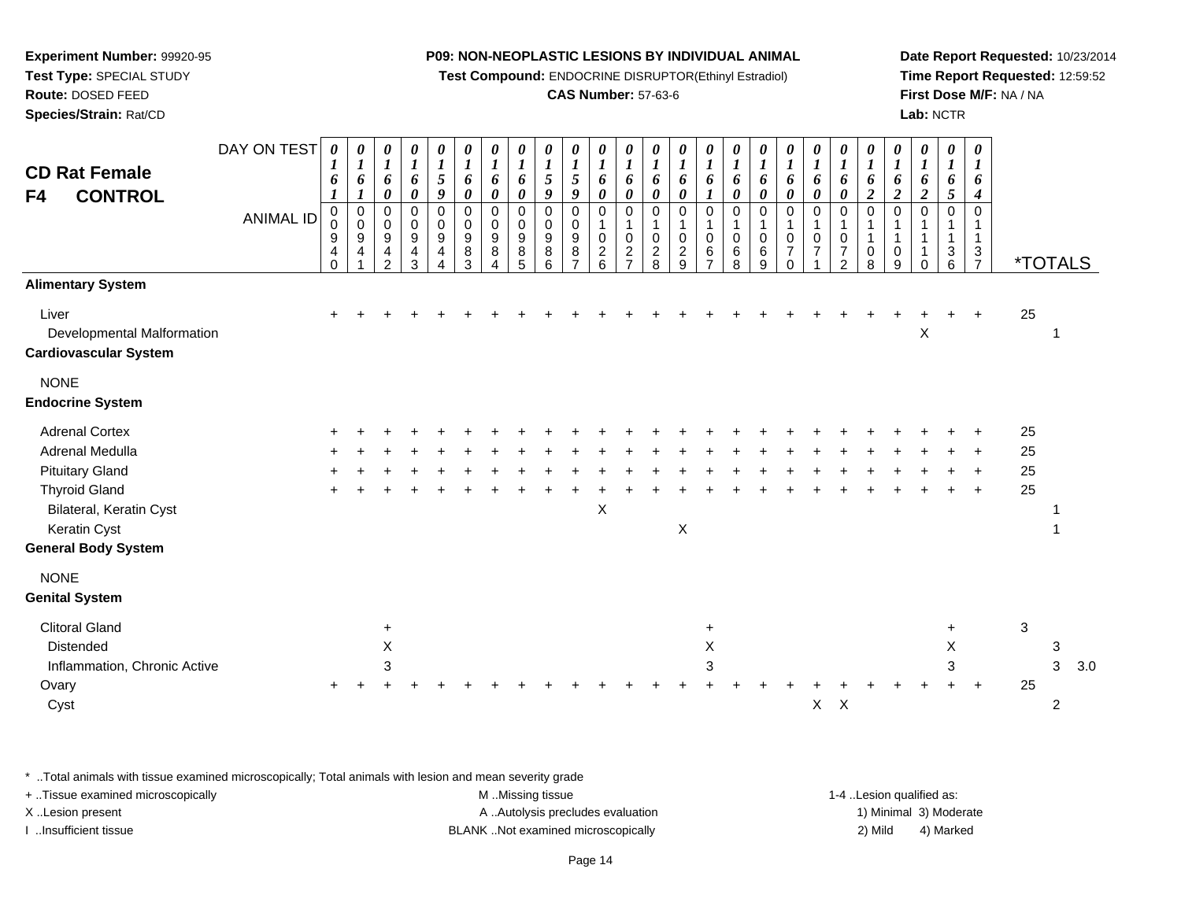**Experiment Number:** 99920-95
**Test Type:** SPECIAL STUDY
**Route:** DOSED FEED
**Species/Strain:** Rat/CD

**P09: NON-NEOPLASTIC LESIONS BY INDIVIDUAL ANIMAL**
**Test Compound:** ENDOCRINE DISRUPTOR(Ethinyl Estradiol)
**CAS Number:** 57-63-6

**Date Report Requested:** 10/23/2014
**Time Report Requested:** 12:59:52
**First Dose M/F:** NA / NA
**Lab:** NCTR

## CD Rat Female F4 CONTROL

| DAY ON TEST | 0161 | 0161 | 0160 | 0160 | 0159 | 0160 | 0160 | 0160 | 0159 | 0159 | 0160 | 0160 | 0160 | 0160 | 0161 | 0160 | 0160 | 0160 | 0160 | 0160 | 0162 | 0162 | 0162 | 0165 | 0164 | *TOTALS | | |
|---|---|---|---|---|---|---|---|---|---|---|---|---|---|---|---|---|---|---|---|---|---|---|---|---|---|---|---|---|
| **ANIMAL ID** | 00940 | 00941 | 00942 | 00943 | 00944 | 00983 | 00984 | 00985 | 00986 | 00987 | 01026 | 01027 | 01028 | 01029 | 01067 | 01068 | 01069 | 01070 | 01071 | 01072 | 01108 | 01109 | 01110 | 01136 | 01137 | | | |
| **Alimentary System** | | | | | | | | | | | | | | | | | | | | | | | | | | | | |
| Liver | + | + | + | + | + | + | + | + | + | + | + | + | + | + | + | + | + | + | + | + | + | + | + | + | + | 25 | | |
| Developmental Malformation | | | | | | | | | | | | | | | | | | | | | | | X | | | | 1 | |
| **Cardiovascular System** | | | | | | | | | | | | | | | | | | | | | | | | | | | | |
| NONE | | | | | | | | | | | | | | | | | | | | | | | | | | | | |
| **Endocrine System** | | | | | | | | | | | | | | | | | | | | | | | | | | | | |
| Adrenal Cortex | + | + | + | + | + | + | + | + | + | + | + | + | + | + | + | + | + | + | + | + | + | + | + | + | + | 25 | | |
| Adrenal Medulla | + | + | + | + | + | + | + | + | + | + | + | + | + | + | + | + | + | + | + | + | + | + | + | + | + | 25 | | |
| Pituitary Gland | + | + | + | + | + | + | + | + | + | + | + | + | + | + | + | + | + | + | + | + | + | + | + | + | + | 25 | | |
| Thyroid Gland | + | + | + | + | + | + | + | + | + | + | + | + | + | + | + | + | + | + | + | + | + | + | + | + | + | 25 | | |
| Bilateral, Keratin Cyst | | | | | | | | | | | X | | | | | | | | | | | | | | | | 1 | |
| Keratin Cyst | | | | | | | | | | | | | | X | | | | | | | | | | | | | 1 | |
| **General Body System** | | | | | | | | | | | | | | | | | | | | | | | | | | | | |
| NONE | | | | | | | | | | | | | | | | | | | | | | | | | | | | |
| **Genital System** | | | | | | | | | | | | | | | | | | | | | | | | | | | | |
| Clitoral Gland | | | + | | | | | | | | | | | | + | | | | | | | | | + | | 3 | | |
| Distended | | | X | | | | | | | | | | | | X | | | | | | | | | X | | | 3 | |
| Inflammation, Chronic Active | | | 3 | | | | | | | | | | | | 3 | | | | | | | | | 3 | | | 3 | 3.0 |
| Ovary | + | + | + | + | + | + | + | + | + | + | + | + | + | + | + | + | + | + | + | + | + | + | + | + | + | 25 | | |
| Cyst | | | | | | | | | | | | | | | | | | | X | X | | | | | | | 2 | |

* ..Total animals with tissue examined microscopically; Total animals with lesion and mean severity grade
+ ..Tissue examined microscopically
X ..Lesion present
I ..Insufficient tissue

M ..Missing tissue
A ..Autolysis precludes evaluation
BLANK ..Not examined microscopically

1-4 ..Lesion qualified as:
1) Minimal 3) Moderate
2) Mild 4) Marked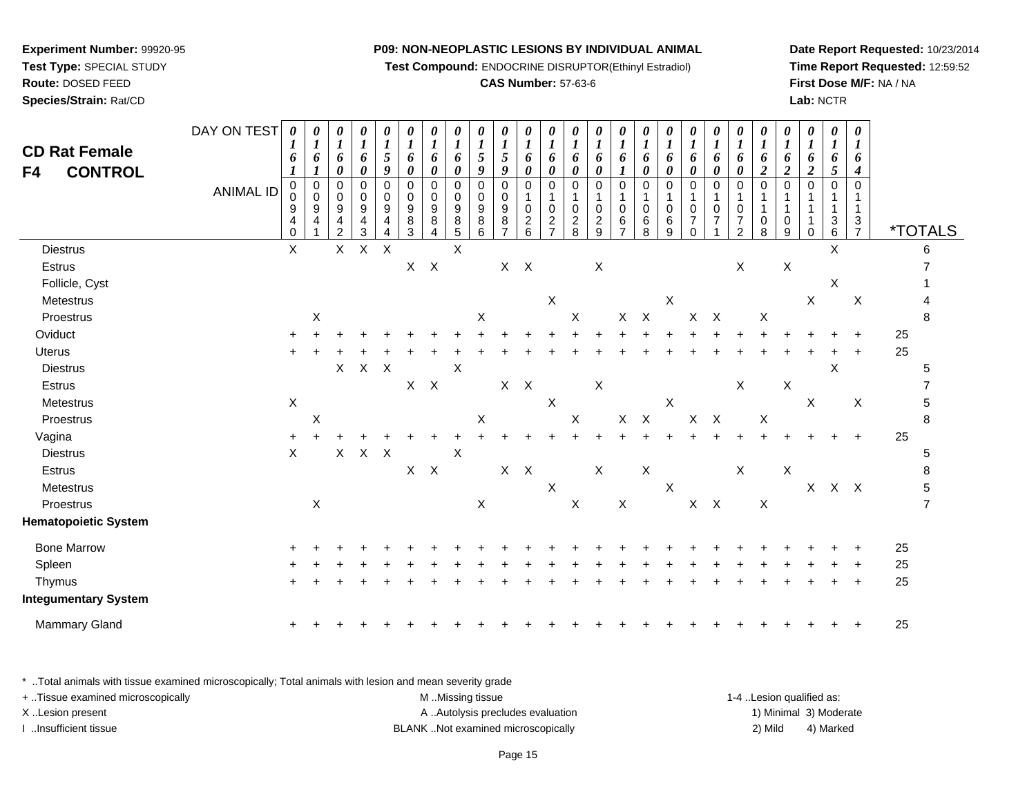**Experiment Number:** 99920-95
**Test Type:** SPECIAL STUDY
**Route:** DOSED FEED
**Species/Strain:** Rat/CD

**P09: NON-NEOPLASTIC LESIONS BY INDIVIDUAL ANIMAL**
**Test Compound:** ENDOCRINE DISRUPTOR(Ethinyl Estradiol)
**CAS Number:** 57-63-6

**Date Report Requested:** 10/23/2014
**Time Report Requested:** 12:59:52
**First Dose M/F:** NA / NA
**Lab:** NCTR

## CD Rat Female
## F4 CONTROL

| DAY ON TEST | 0161 | 0161 | 0160 | 0160 | 0159 | 0160 | 0160 | 0160 | 0159 | 0159 | 0160 | 0160 | 0160 | 0160 | 0161 | 0160 | 0160 | 0160 | 0160 | 0160 | 0162 | 0162 | 0162 | 0165 | 0164 | |
|---|---|---|---|---|---|---|---|---|---|---|---|---|---|---|---|---|---|---|---|---|---|---|---|---|---|---|
| **ANIMAL ID** | 00940 | 00941 | 00942 | 00943 | 00944 | 00983 | 00984 | 00985 | 00986 | 00987 | 01026 | 01027 | 01028 | 01029 | 01067 | 01068 | 01069 | 01070 | 01071 | 01072 | 01108 | 01109 | 01110 | 01136 | 01137 | ***TOTALS** |
| Diestrus | X | | X | X | X | | | X | | | | | | | | | | | | | | | | X | | 6 |
| Estrus | | | | | | X | X | | | X | X | | | X | | | | | | X | | X | | | | 7 |
| Follicle, Cyst | | | | | | | | | | | | | | | | | | | | | | | | X | | 1 |
| Metestrus | | | | | | | | | | | | X | | | | | X | | | | | | X | | X | 4 |
| Proestrus | | X | | | | | | | X | | | | X | | X | X | | X | X | | X | | | | | 8 |
| Oviduct | + | + | + | + | + | + | + | + | + | + | + | + | + | + | + | + | + | + | + | + | + | + | + | + | + | 25 |
| Uterus | + | + | + | + | + | + | + | + | + | + | + | + | + | + | + | + | + | + | + | + | + | + | + | + | + | 25 |
| Diestrus | | | X | X | X | | | X | | | | | | | | | | | | | | | | X | | 5 |
| Estrus | | | | | | X | X | | | X | X | | | X | | | | | | X | | X | | | | 7 |
| Metestrus | X | | | | | | | | | | | X | | | | | X | | | | | | X | | X | 5 |
| Proestrus | | X | | | | | | | X | | | | X | | X | X | | X | X | | X | | | | | 8 |
| Vagina | + | + | + | + | + | + | + | + | + | + | + | + | + | + | + | + | + | + | + | + | + | + | + | + | + | 25 |
| Diestrus | X | | X | X | X | | | X | | | | | | | | | | | | | | | | | | 5 |
| Estrus | | | | | | X | X | | | X | X | | | X | | X | | | | X | | X | | | | 8 |
| Metestrus | | | | | | | | | | | | X | | | | | X | | | | | | X | X | X | 5 |
| Proestrus | | X | | | | | | | X | | | | X | | X | | | X | X | | X | | | | | 7 |
| **Hematopoietic System** | | | | | | | | | | | | | | | | | | | | | | | | | | |
| Bone Marrow | + | + | + | + | + | + | + | + | + | + | + | + | + | + | + | + | + | + | + | + | + | + | + | + | + | 25 |
| Spleen | + | + | + | + | + | + | + | + | + | + | + | + | + | + | + | + | + | + | + | + | + | + | + | + | + | 25 |
| Thymus | + | + | + | + | + | + | + | + | + | + | + | + | + | + | + | + | + | + | + | + | + | + | + | + | + | 25 |
| **Integumentary System** | | | | | | | | | | | | | | | | | | | | | | | | | | |
| Mammary Gland | + | + | + | + | + | + | + | + | + | + | + | + | + | + | + | + | + | + | + | + | + | + | + | + | + | 25 |

* ..Total animals with tissue examined microscopically; Total animals with lesion and mean severity grade
+ ..Tissue examined microscopically
X ..Lesion present
I ..Insufficient tissue

M ..Missing tissue
A ..Autolysis precludes evaluation
BLANK ..Not examined microscopically

1-4 ..Lesion qualified as:
1) Minimal 3) Moderate
2) Mild 4) Marked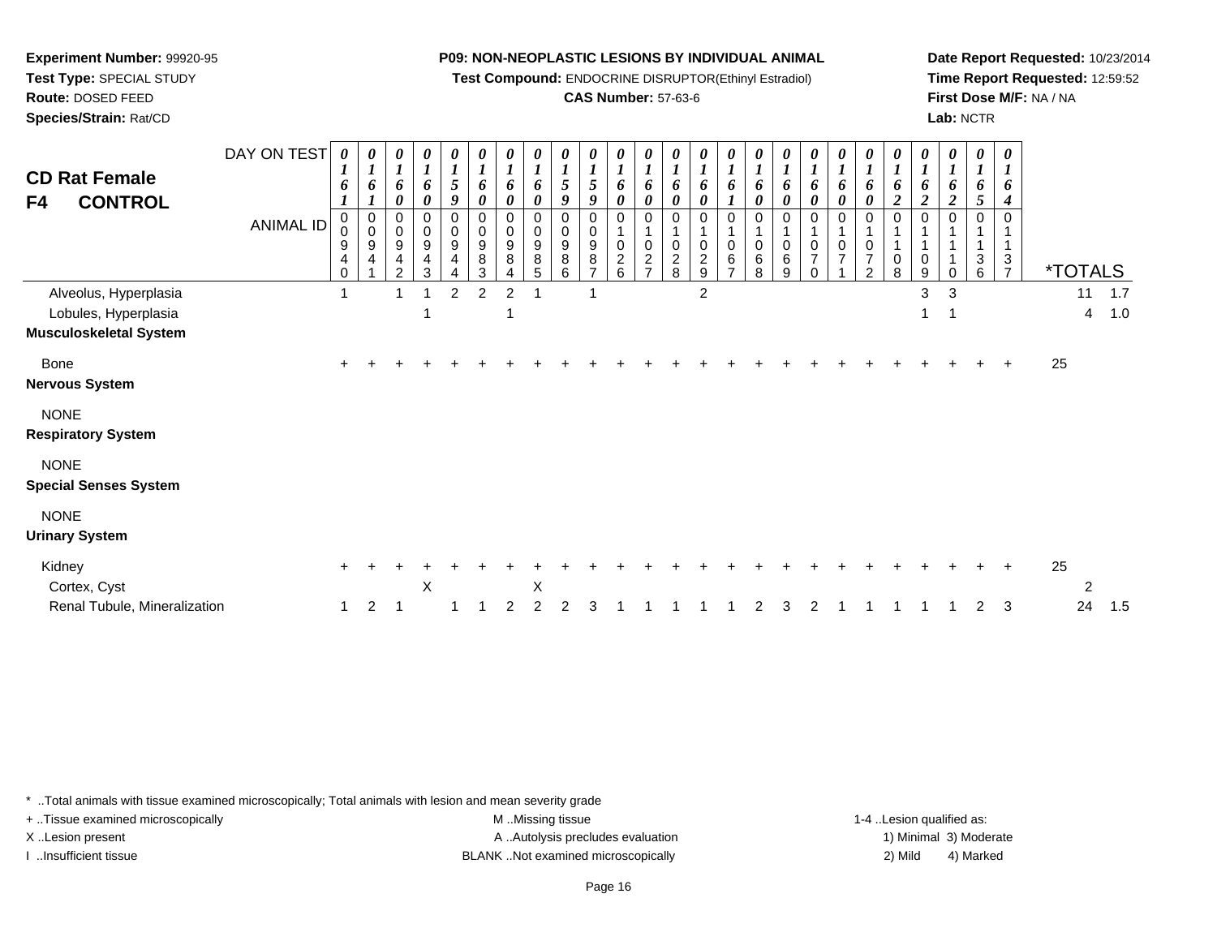**Experiment Number:** 99920-95
**Test Type:** SPECIAL STUDY
**Route:** DOSED FEED
**Species/Strain:** Rat/CD

**P09: NON-NEOPLASTIC LESIONS BY INDIVIDUAL ANIMAL**
**Test Compound:** ENDOCRINE DISRUPTOR(Ethinyl Estradiol)
**CAS Number:** 57-63-6

**Date Report Requested:** 10/23/2014
**Time Report Requested:** 12:59:52
**First Dose M/F:** NA / NA
**Lab:** NCTR

## CD Rat Female
## F4 CONTROL

| DAY ON TEST | 0161 | 0161 | 0160 | 0160 | 0159 | 0160 | 0160 | 0160 | 0159 | 0159 | 0160 | 0160 | 0160 | 0160 | 0161 | 0160 | 0160 | 0160 | 0160 | 0160 | 0162 | 0162 | 0162 | 0165 | 0164 | | |
|---|---|---|---|---|---|---|---|---|---|---|---|---|---|---|---|---|---|---|---|---|---|---|---|---|---|---|---|
| **ANIMAL ID** | 00940 | 00941 | 00942 | 00943 | 00944 | 00983 | 00984 | 00985 | 00986 | 00987 | 01026 | 01027 | 01028 | 01029 | 01067 | 01068 | 01069 | 01070 | 01071 | 01072 | 01108 | 01109 | 01110 | 01136 | 01137 | ***TOTALS** | |
| Alveolus, Hyperplasia | 1 | | 1 | 1 | 2 | 2 | 2 | 1 | | 1 | | | | 2 | | | | | | | | 3 | 3 | | | 11 | 1.7 |
| Lobules, Hyperplasia | | | | 1 | | | 1 | | | | | | | | | | | | | | | 1 | 1 | | | 4 | 1.0 |
| **Musculoskeletal System** | | | | | | | | | | | | | | | | | | | | | | | | | | | |
| Bone | + | + | + | + | + | + | + | + | + | + | + | + | + | + | + | + | + | + | + | + | + | + | + | + | + | 25 | |
| **Nervous System** | | | | | | | | | | | | | | | | | | | | | | | | | | | |
| NONE | | | | | | | | | | | | | | | | | | | | | | | | | | | |
| **Respiratory System** | | | | | | | | | | | | | | | | | | | | | | | | | | | |
| NONE | | | | | | | | | | | | | | | | | | | | | | | | | | | |
| **Special Senses System** | | | | | | | | | | | | | | | | | | | | | | | | | | | |
| NONE | | | | | | | | | | | | | | | | | | | | | | | | | | | |
| **Urinary System** | | | | | | | | | | | | | | | | | | | | | | | | | | | |
| Kidney | + | + | + | + | + | + | + | + | + | + | + | + | + | + | + | + | + | + | + | + | + | + | + | + | + | 25 | |
| Cortex, Cyst | | | | X | | | | X | | | | | | | | | | | | | | | | | | 2 | |
| Renal Tubule, Mineralization | 1 | 2 | 1 | | 1 | 1 | 2 | 2 | 2 | 3 | 1 | 1 | 1 | 1 | 1 | 2 | 3 | 2 | 1 | 1 | 1 | 1 | 1 | 2 | 3 | 24 | 1.5 |

* ..Total animals with tissue examined microscopically; Total animals with lesion and mean severity grade
+ ..Tissue examined microscopically
X ..Lesion present
I ..Insufficient tissue

M ..Missing tissue
A ..Autolysis precludes evaluation
BLANK ..Not examined microscopically

1-4 ..Lesion qualified as:
1) Minimal 3) Moderate
2) Mild 4) Marked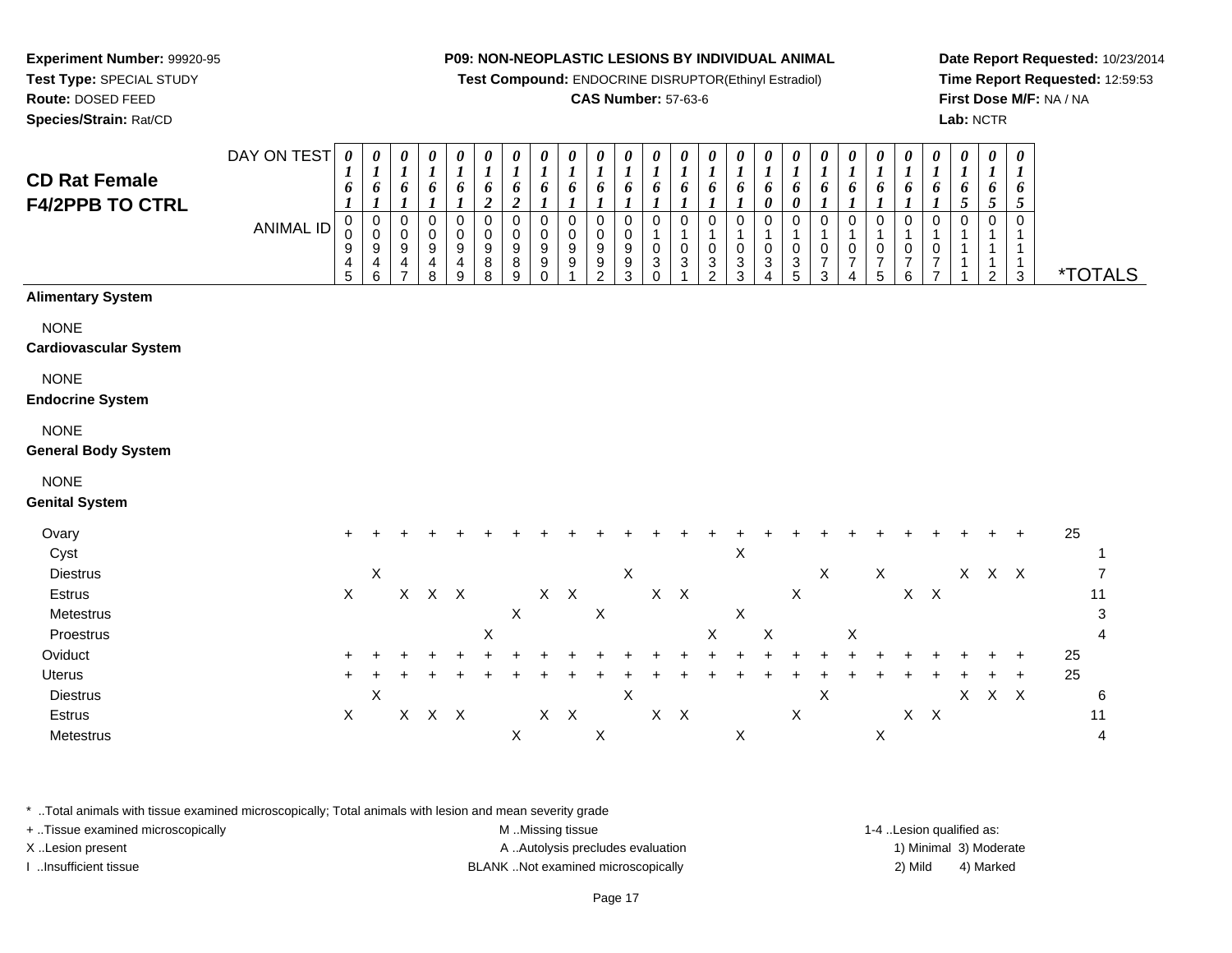**Experiment Number:** 99920-95
**Test Type:** SPECIAL STUDY
**Route:** DOSED FEED
**Species/Strain:** Rat/CD

**P09: NON-NEOPLASTIC LESIONS BY INDIVIDUAL ANIMAL**
**Test Compound:** ENDOCRINE DISRUPTOR(Ethinyl Estradiol)
**CAS Number:** 57-63-6

**Date Report Requested:** 10/23/2014
**Time Report Requested:** 12:59:53
**First Dose M/F:** NA / NA
**Lab:** NCTR

## CD Rat Female F4/2PPB TO CTRL

| DAY ON TEST | 0161 | 0161 | 0161 | 0161 | 0161 | 0162 | 0162 | 0161 | 0161 | 0161 | 0161 | 0161 | 0161 | 0161 | 0161 | 0160 | 0160 | 0161 | 0161 | 0161 | 0161 | 0161 | 0165 | 0165 | 0165 | |
|---|---|---|---|---|---|---|---|---|---|---|---|---|---|---|---|---|---|---|---|---|---|---|---|---|---|---|
| **ANIMAL ID** | 0945 | 0946 | 0947 | 0948 | 0949 | 0988 | 0989 | 0990 | 0991 | 0992 | 0993 | 1030 | 1031 | 1032 | 1033 | 1034 | 1035 | 1073 | 1074 | 1075 | 1076 | 1077 | 1111 | 1112 | 1113 | ***TOTALS** |
| **Alimentary System** | | | | | | | | | | | | | | | | | | | | | | | | | | |
| NONE | | | | | | | | | | | | | | | | | | | | | | | | | | |
| **Cardiovascular System** | | | | | | | | | | | | | | | | | | | | | | | | | | |
| NONE | | | | | | | | | | | | | | | | | | | | | | | | | | |
| **Endocrine System** | | | | | | | | | | | | | | | | | | | | | | | | | | |
| NONE | | | | | | | | | | | | | | | | | | | | | | | | | | |
| **General Body System** | | | | | | | | | | | | | | | | | | | | | | | | | | |
| NONE | | | | | | | | | | | | | | | | | | | | | | | | | | |
| **Genital System** | | | | | | | | | | | | | | | | | | | | | | | | | | |
| Ovary | + | + | + | + | + | + | + | + | + | + | + | + | + | + | + | + | + | + | + | + | + | + | + | + | + | 25 |
| Cyst | | | | | | | | | | | | | | | X | | | | | | | | | | | 1 |
| Diestrus | | X | | | | | | | | | X | | | | | | | X | | X | | | X | X | X | 7 |
| Estrus | X | | X | X | X | | | X | X | | | X | X | | | | X | | | | X | X | | | | 11 |
| Metestrus | | | | | | | X | | | X | | | | | X | | | | | | | | | | | 3 |
| Proestrus | | | | | | X | | | | | | | | X | | X | | | X | | | | | | | 4 |
| Oviduct | + | + | + | + | + | + | + | + | + | + | + | + | + | + | + | + | + | + | + | + | + | + | + | + | + | 25 |
| Uterus | + | + | + | + | + | + | + | + | + | + | + | + | + | + | + | + | + | + | + | + | + | + | + | + | + | 25 |
| Diestrus | | X | | | | | | | | | X | | | | | | | X | | | | | X | X | X | 6 |
| Estrus | X | | X | X | X | | | X | X | | | X | X | | | | X | | | | X | X | | | | 11 |
| Metestrus | | | | | | | X | | | X | | | | | X | | | | | X | | | | | | 4 |

\* ..Total animals with tissue examined microscopically; Total animals with lesion and mean severity grade
+ ..Tissue examined microscopically
X ..Lesion present
I ..Insufficient tissue

M ..Missing tissue
A ..Autolysis precludes evaluation
BLANK ..Not examined microscopically

1-4 ..Lesion qualified as:
1) Minimal 3) Moderate
2) Mild 4) Marked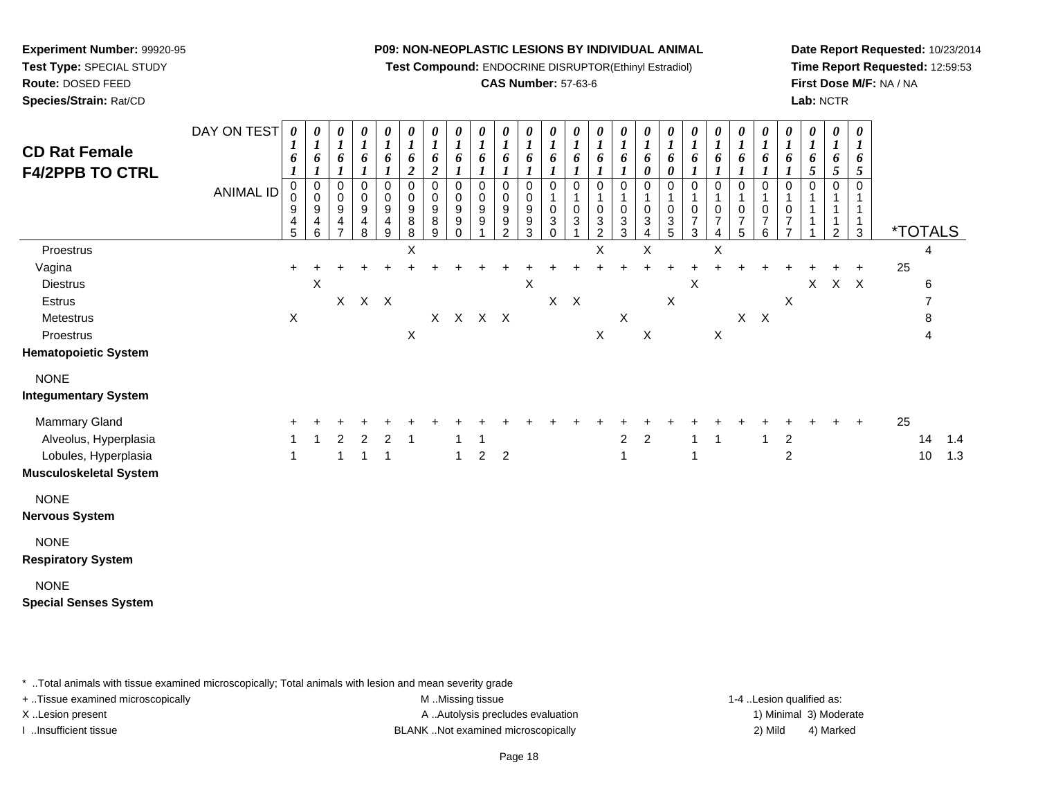**Experiment Number:** 99920-95
**Test Type:** SPECIAL STUDY
**Route:** DOSED FEED
**Species/Strain:** Rat/CD

**P09: NON-NEOPLASTIC LESIONS BY INDIVIDUAL ANIMAL**
**Test Compound:** ENDOCRINE DISRUPTOR(Ethinyl Estradiol)
**CAS Number:** 57-63-6

**Date Report Requested:** 10/23/2014
**Time Report Requested:** 12:59:53
**First Dose M/F:** NA / NA
**Lab:** NCTR

## CD Rat Female F4/2PPB TO CTRL

| DAY ON TEST | 0161 | 0161 | 0161 | 0161 | 0161 | 0162 | 0162 | 0161 | 0161 | 0161 | 0161 | 0161 | 0161 | 0161 | 0161 | 0160 | 0160 | 0161 | 0161 | 0161 | 0161 | 0161 | 0165 | 0165 | 0165 | | |
|---|---|---|---|---|---|---|---|---|---|---|---|---|---|---|---|---|---|---|---|---|---|---|---|---|---|---|---|
| **ANIMAL ID** | 0094 5 | 0094 6 | 0094 7 | 0094 8 | 0094 9 | 0098 8 | 0098 9 | 0099 0 | 0099 1 | 0099 2 | 0099 3 | 0103 0 | 0103 1 | 0103 2 | 0103 3 | 0103 4 | 0103 5 | 0107 3 | 0107 4 | 0107 5 | 0107 6 | 0107 7 | 0111 1 | 0111 2 | 0111 3 | ***TOTALS** | |
| Proestrus | | | | | | X | | | | | | | | X | | X | | | X | | | | | | | 4 | |
| Vagina | + | + | + | + | + | + | + | + | + | + | + | + | + | + | + | + | + | + | + | + | + | + | + | + | + | 25 | |
| Diestrus | | X | | | | | | | | | X | | | | | | | X | | | | | X | X | X | 6 | |
| Estrus | | | X | X | X | | | | | | | X | X | | | | X | | | | | X | | | | 7 | |
| Metestrus | X | | | | | | X | X | X | X | | | | | X | | | | | X | X | | | | | 8 | |
| Proestrus | | | | | | X | | | | | | | | X | | X | | | X | | | | | | | 4 | |
| **Hematopoietic System** | | | | | | | | | | | | | | | | | | | | | | | | | | | |
| NONE | | | | | | | | | | | | | | | | | | | | | | | | | | | |
| **Integumentary System** | | | | | | | | | | | | | | | | | | | | | | | | | | | |
| Mammary Gland | + | + | + | + | + | + | + | + | + | + | + | + | + | + | + | + | + | + | + | + | + | + | + | + | + | 25 | |
| Alveolus, Hyperplasia | 1 | 1 | 2 | 2 | 2 | 1 | | 1 | 1 | | | | | | 2 | 2 | | 1 | 1 | | 1 | 2 | | | | 14 | 1.4 |
| Lobules, Hyperplasia | 1 | | 1 | 1 | 1 | | | 1 | 2 | 2 | | | | | 1 | | | 1 | | | | 2 | | | | 10 | 1.3 |
| **Musculoskeletal System** | | | | | | | | | | | | | | | | | | | | | | | | | | | |
| NONE | | | | | | | | | | | | | | | | | | | | | | | | | | | |
| **Nervous System** | | | | | | | | | | | | | | | | | | | | | | | | | | | |
| NONE | | | | | | | | | | | | | | | | | | | | | | | | | | | |
| **Respiratory System** | | | | | | | | | | | | | | | | | | | | | | | | | | | |
| NONE | | | | | | | | | | | | | | | | | | | | | | | | | | | |
| **Special Senses System** | | | | | | | | | | | | | | | | | | | | | | | | | | | |

* ..Total animals with tissue examined microscopically; Total animals with lesion and mean severity grade
+ ..Tissue examined microscopically
X ..Lesion present
I ..Insufficient tissue

M ..Missing tissue
A ..Autolysis precludes evaluation
BLANK ..Not examined microscopically

1-4 ..Lesion qualified as:
1) Minimal 3) Moderate
2) Mild 4) Marked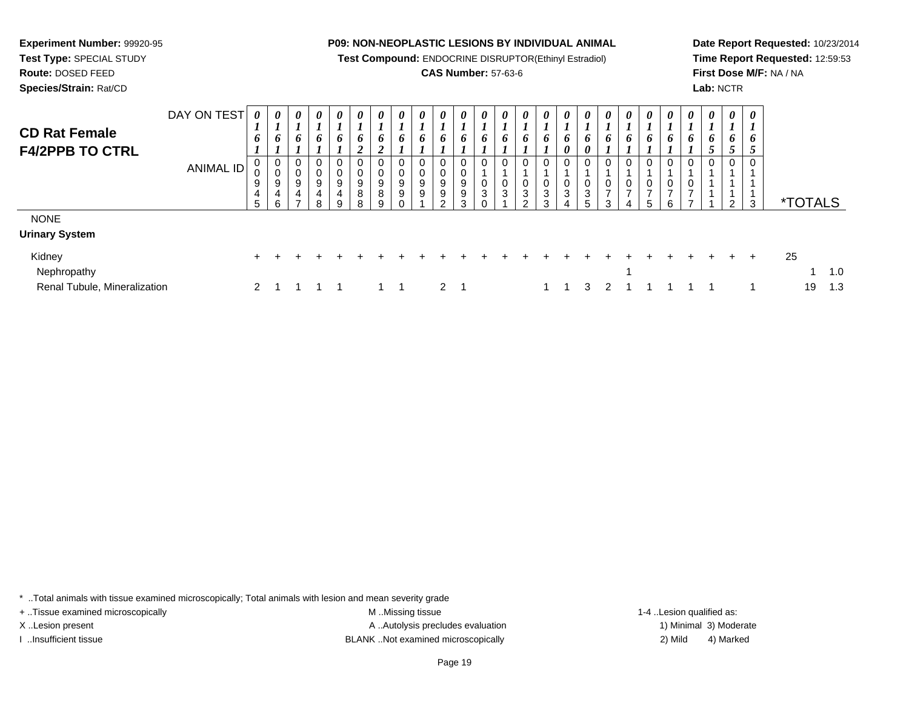**Experiment Number:** 99920-95
**Test Type:** SPECIAL STUDY
**Route:** DOSED FEED
**Species/Strain:** Rat/CD

**P09: NON-NEOPLASTIC LESIONS BY INDIVIDUAL ANIMAL**
**Test Compound:** ENDOCRINE DISRUPTOR(Ethinyl Estradiol)
**CAS Number:** 57-63-6

**Date Report Requested:** 10/23/2014
**Time Report Requested:** 12:59:53
**First Dose M/F:** NA / NA
**Lab:** NCTR

## CD Rat Female
## F4/2PPB TO CTRL

| DAY ON TEST | 0161 | 0161 | 0161 | 0161 | 0161 | 0162 | 0162 | 0161 | 0161 | 0161 | 0161 | 0161 | 0161 | 0161 | 0161 | 0160 | 0160 | 0161 | 0161 | 0161 | 0161 | 0161 | 0165 | 0165 | 0165 | | |
|---|---|---|---|---|---|---|---|---|---|---|---|---|---|---|---|---|---|---|---|---|---|---|---|---|---|---|---|
| **ANIMAL ID** | 00945 | 00946 | 00947 | 00948 | 00949 | 00988 | 00989 | 00990 | 00991 | 00992 | 00993 | 01030 | 01031 | 01032 | 01033 | 01034 | 01035 | 01073 | 01074 | 01075 | 01076 | 01077 | 01111 | 01112 | 01113 | ***TOTALS** | |
| NONE | | | | | | | | | | | | | | | | | | | | | | | | | | | |
| **Urinary System** | | | | | | | | | | | | | | | | | | | | | | | | | | | |
| Kidney | + | + | + | + | + | + | + | + | + | + | + | + | + | + | + | + | + | + | + | + | + | + | + | + | + | 25 | |
| Nephropathy | | | | | | | | | | | | | | | | | | | 1 | | | | | | | 1 | 1.0 |
| Renal Tubule, Mineralization | 2 | 1 | 1 | 1 | 1 | | 1 | 1 | | 2 | 1 | | | | 1 | 1 | 3 | 2 | 1 | 1 | 1 | 1 | 1 | | 1 | 19 | 1.3 |

\* ..Total animals with tissue examined microscopically; Total animals with lesion and mean severity grade
+ ..Tissue examined microscopically
X ..Lesion present
I ..Insufficient tissue
M ..Missing tissue
A ..Autolysis precludes evaluation
BLANK ..Not examined microscopically
1-4 ..Lesion qualified as:
1) Minimal 3) Moderate
2) Mild 4) Marked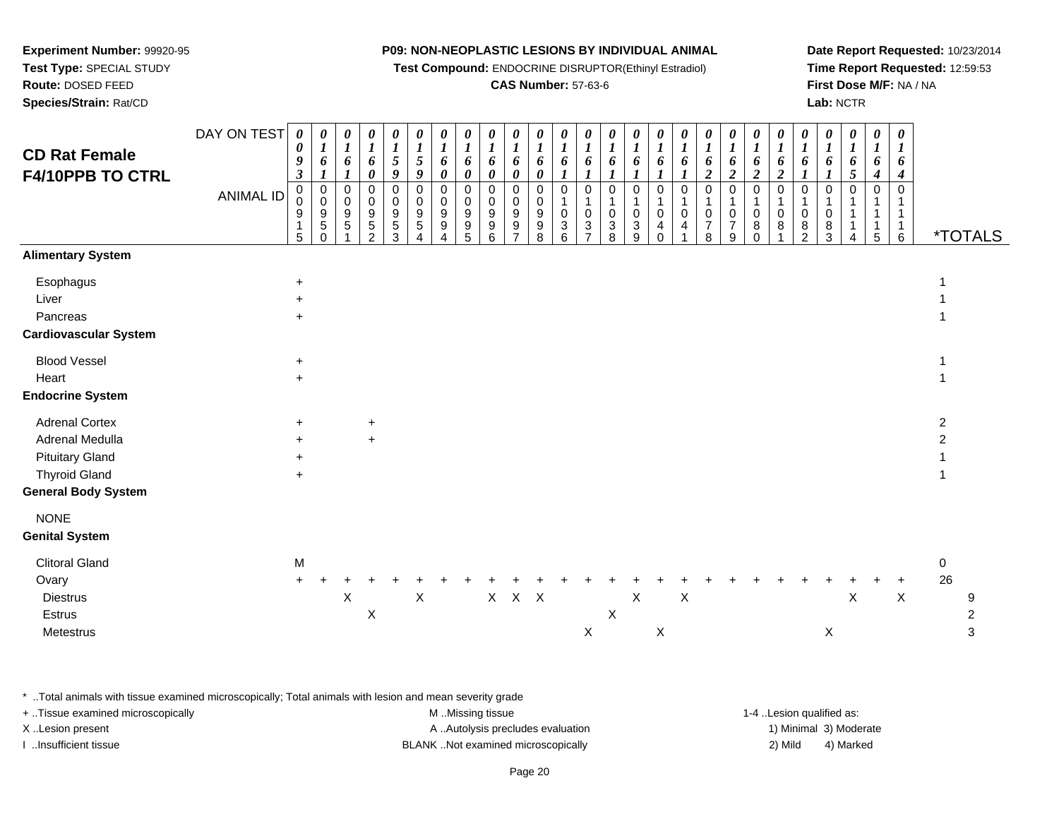**Experiment Number:** 99920-95
**Test Type:** SPECIAL STUDY
**Route:** DOSED FEED
**Species/Strain:** Rat/CD

**P09: NON-NEOPLASTIC LESIONS BY INDIVIDUAL ANIMAL**
**Test Compound:** ENDOCRINE DISRUPTOR(Ethinyl Estradiol)
**CAS Number:** 57-63-6

**Date Report Requested:** 10/23/2014
**Time Report Requested:** 12:59:53
**First Dose M/F:** NA / NA
**Lab:** NCTR

## CD Rat Female F4/10PPB TO CTRL

| DAY ON TEST | 0093 | 0161 | 0161 | 0160 | 0159 | 0159 | 0160 | 0160 | 0160 | 0160 | 0160 | 0161 | 0161 | 0161 | 0161 | 0161 | 0161 | 0162 | 0162 | 0162 | 0162 | 0161 | 0161 | 0165 | 0164 | 0164 | |
|---|---|---|---|---|---|---|---|---|---|---|---|---|---|---|---|---|---|---|---|---|---|---|---|---|---|---|---|
| **ANIMAL ID** | 00915 | 00950 | 00951 | 00952 | 00953 | 00954 | 00994 | 00995 | 00996 | 00997 | 00998 | 01036 | 01037 | 01038 | 01039 | 01040 | 01041 | 01078 | 01079 | 01080 | 01081 | 01082 | 01083 | 01114 | 01115 | 01116 | ***TOTALS** |
| **Alimentary System** | | | | | | | | | | | | | | | | | | | | | | | | | | | |
| Esophagus | + | | | | | | | | | | | | | | | | | | | | | | | | | | 1 |
| Liver | + | | | | | | | | | | | | | | | | | | | | | | | | | | 1 |
| Pancreas | + | | | | | | | | | | | | | | | | | | | | | | | | | | 1 |
| **Cardiovascular System** | | | | | | | | | | | | | | | | | | | | | | | | | | | |
| Blood Vessel | + | | | | | | | | | | | | | | | | | | | | | | | | | | 1 |
| Heart | + | | | | | | | | | | | | | | | | | | | | | | | | | | 1 |
| **Endocrine System** | | | | | | | | | | | | | | | | | | | | | | | | | | | |
| Adrenal Cortex | + | | | + | | | | | | | | | | | | | | | | | | | | | | | 2 |
| Adrenal Medulla | + | | | + | | | | | | | | | | | | | | | | | | | | | | | 2 |
| Pituitary Gland | + | | | | | | | | | | | | | | | | | | | | | | | | | | 1 |
| Thyroid Gland | + | | | | | | | | | | | | | | | | | | | | | | | | | | 1 |
| **General Body System** | | | | | | | | | | | | | | | | | | | | | | | | | | | |
| NONE | | | | | | | | | | | | | | | | | | | | | | | | | | | |
| **Genital System** | | | | | | | | | | | | | | | | | | | | | | | | | | | |
| Clitoral Gland | M | | | | | | | | | | | | | | | | | | | | | | | | | | 0 |
| Ovary | + | + | + | + | + | + | + | + | + | + | + | + | + | + | + | + | + | + | + | + | + | + | + | + | + | + | 26 |
| Diestrus | | | X | | | X | | | X | X | X | | | | X | | X | | | | | | | X | | X | 9 |
| Estrus | | | | X | | | | | | | | | | X | | | | | | | | | | | | | 2 |
| Metestrus | | | | | | | | | | | | | X | | | X | | | | | | | X | | | | 3 |

\* ..Total animals with tissue examined microscopically; Total animals with lesion and mean severity grade
+ ..Tissue examined microscopically
X ..Lesion present
I ..Insufficient tissue

M ..Missing tissue
A ..Autolysis precludes evaluation
BLANK ..Not examined microscopically

1-4 ..Lesion qualified as:
1) Minimal 3) Moderate
2) Mild 4) Marked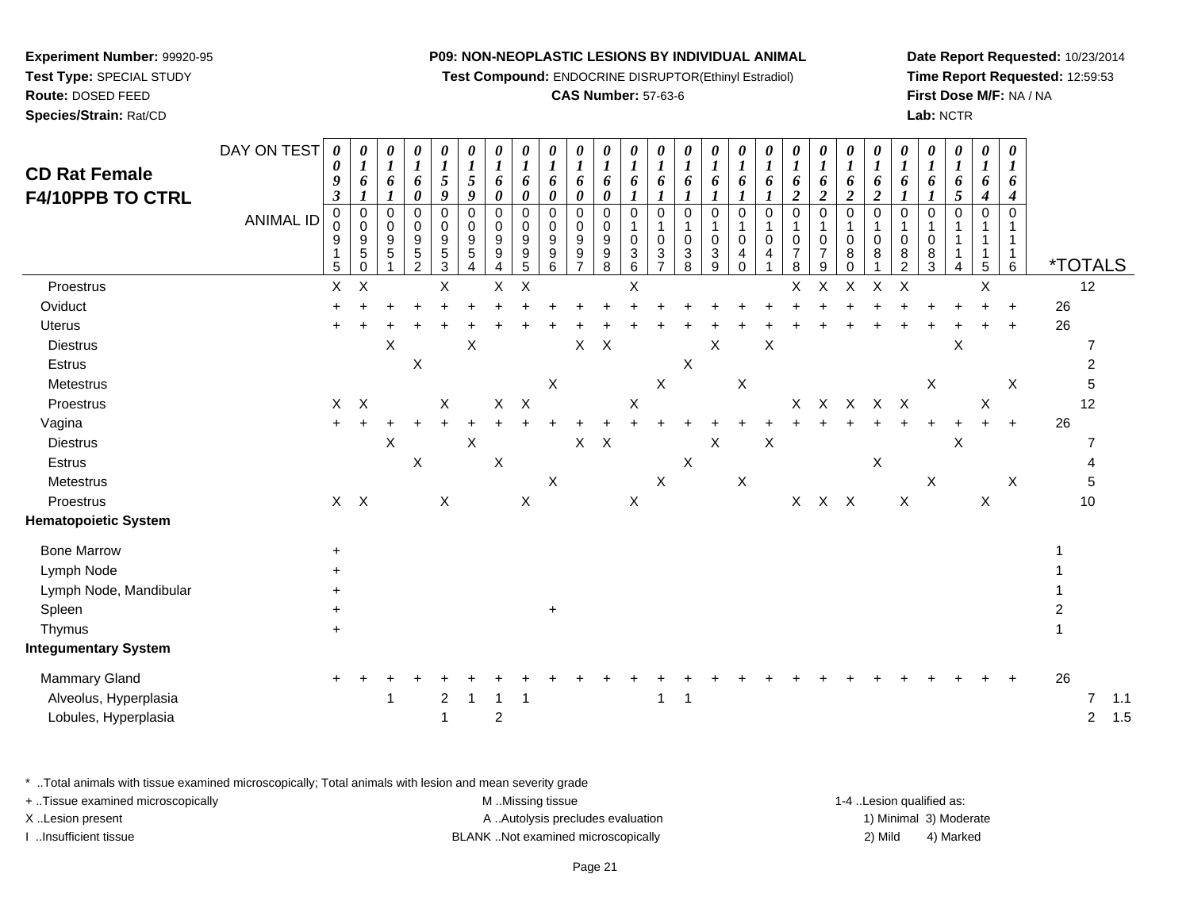**Experiment Number:** 99920-95
**Test Type:** SPECIAL STUDY
**Route:** DOSED FEED
**Species/Strain:** Rat/CD

**P09: NON-NEOPLASTIC LESIONS BY INDIVIDUAL ANIMAL**
**Test Compound:** ENDOCRINE DISRUPTOR(Ethinyl Estradiol)
**CAS Number:** 57-63-6

**Date Report Requested:** 10/23/2014
**Time Report Requested:** 12:59:53
**First Dose M/F:** NA / NA
**Lab:** NCTR

## CD Rat Female F4/10PPB TO CTRL

| DAY ON TEST | 0093 | 0161 | 0161 | 0160 | 0159 | 0159 | 0160 | 0160 | 0160 | 0160 | 0160 | 0161 | 0161 | 0161 | 0161 | 0161 | 0161 | 0162 | 0162 | 0162 | 0162 | 0161 | 0161 | 0165 | 0164 | 0164 | |
|---|---|---|---|---|---|---|---|---|---|---|---|---|---|---|---|---|---|---|---|---|---|---|---|---|---|---|---|
| **ANIMAL ID** | 00915 | 00950 | 00951 | 00952 | 00953 | 00954 | 00994 | 00995 | 00996 | 00997 | 00998 | 01036 | 01037 | 01038 | 01039 | 01040 | 01041 | 01078 | 01079 | 01080 | 01081 | 01082 | 01083 | 01114 | 01115 | 01116 | ***TOTALS** |
| Proestrus | X | X | | | X | | X | X | | | | X | | | | | | X | X | X | X | X | | | X | | 12 |
| Oviduct | + | + | + | + | + | + | + | + | + | + | + | + | + | + | + | + | + | + | + | + | + | + | + | + | + | + | 26 |
| Uterus | + | + | + | + | + | + | + | + | + | + | + | + | + | + | + | + | + | + | + | + | + | + | + | + | + | + | 26 |
| Diestrus | | | X | | | X | | | | X | X | | | | X | | X | | | | | | | X | | | 7 |
| Estrus | | | | X | | | | | | | | | | X | | | | | | | | | | | | | 2 |
| Metestrus | | | | | | | | | X | | | | X | | | X | | | | | | | X | | | X | 5 |
| Proestrus | X | X | | | X | | X | X | | | | X | | | | | | X | X | X | X | X | | | X | | 12 |
| Vagina | + | + | + | + | + | + | + | + | + | + | + | + | + | + | + | + | + | + | + | + | + | + | + | + | + | + | 26 |
| Diestrus | | | X | | | X | | | | X | X | | | | X | | X | | | | | | | X | | | 7 |
| Estrus | | | | X | | | X | | | | | | | X | | | | | | | X | | | | | | 4 |
| Metestrus | | | | | | | | | X | | | | X | | | X | | | | | | | X | | | X | 5 |
| Proestrus | X | X | | | X | | | X | | | | X | | | | | | X | X | X | | X | | | X | | 10 |
| **Hematopoietic System** | | | | | | | | | | | | | | | | | | | | | | | | | | | |
| Bone Marrow | + | | | | | | | | | | | | | | | | | | | | | | | | | | 1 |
| Lymph Node | + | | | | | | | | | | | | | | | | | | | | | | | | | | 1 |
| Lymph Node, Mandibular | + | | | | | | | | | | | | | | | | | | | | | | | | | | 1 |
| Spleen | + | | | | | | | | + | | | | | | | | | | | | | | | | | | 2 |
| Thymus | + | | | | | | | | | | | | | | | | | | | | | | | | | | 1 |
| **Integumentary System** | | | | | | | | | | | | | | | | | | | | | | | | | | | |
| Mammary Gland | + | + | + | + | + | + | + | + | + | + | + | + | + | + | + | + | + | + | + | + | + | + | + | + | + | + | 26 |
| Alveolus, Hyperplasia | | | 1 | | 2 | 1 | 1 | 1 | | | | | 1 | 1 | | | | | | | | | | | | | 7 1.1 |
| Lobules, Hyperplasia | | | | | 1 | | 2 | | | | | | | | | | | | | | | | | | | | 2 1.5 |

\* ..Total animals with tissue examined microscopically; Total animals with lesion and mean severity grade
+ ..Tissue examined microscopically
X ..Lesion present
I ..Insufficient tissue

M ..Missing tissue
A ..Autolysis precludes evaluation
BLANK ..Not examined microscopically

1-4 ..Lesion qualified as:
1) Minimal 3) Moderate
2) Mild 4) Marked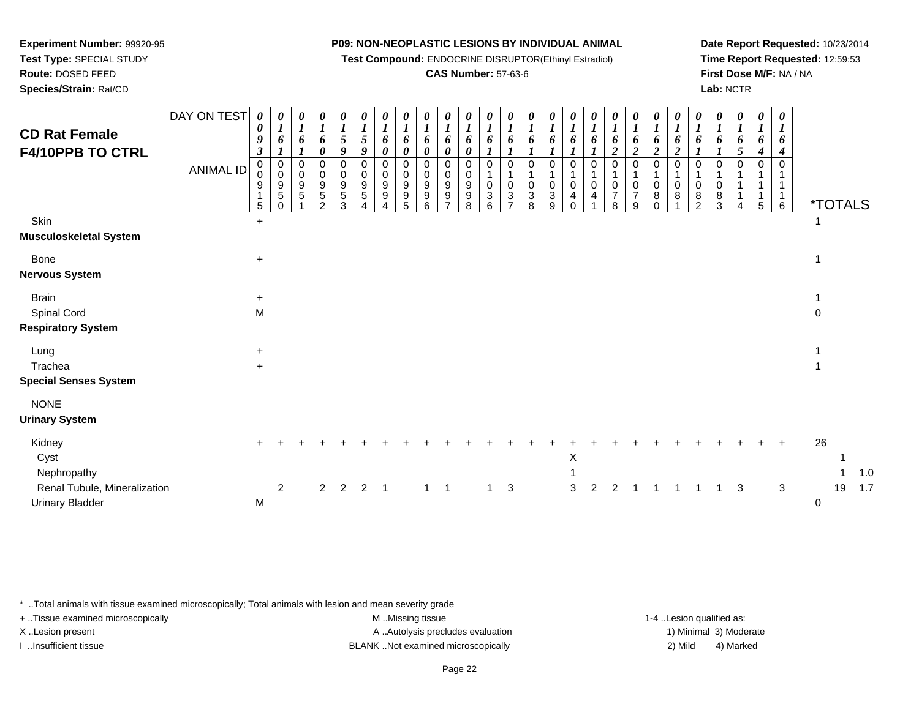**Experiment Number:** 99920-95
**Test Type:** SPECIAL STUDY
**Route:** DOSED FEED
**Species/Strain:** Rat/CD

**P09: NON-NEOPLASTIC LESIONS BY INDIVIDUAL ANIMAL**
**Test Compound:** ENDOCRINE DISRUPTOR(Ethinyl Estradiol)
**CAS Number:** 57-63-6

**Date Report Requested:** 10/23/2014
**Time Report Requested:** 12:59:53
**First Dose M/F:** NA / NA
**Lab:** NCTR

## CD Rat Female F4/10PPB TO CTRL

| DAY ON TEST | 0093 | 0161 | 0161 | 0160 | 0159 | 0159 | 0160 | 0160 | 0160 | 0160 | 0160 | 0161 | 0161 | 0161 | 0161 | 0161 | 0161 | 0162 | 0162 | 0162 | 0162 | 0161 | 0161 | 0165 | 0164 | 0164 | | |
|---|---|---|---|---|---|---|---|---|---|---|---|---|---|---|---|---|---|---|---|---|---|---|---|---|---|---|---|---|
| **ANIMAL ID** | 00915 | 00950 | 00951 | 00952 | 00953 | 00954 | 00994 | 00995 | 00996 | 00997 | 00998 | 01036 | 01037 | 01038 | 01039 | 01040 | 01041 | 01078 | 01079 | 01080 | 01081 | 01082 | 01083 | 01114 | 01115 | 01116 | ***TOTALS** | |
| Skin | + | | | | | | | | | | | | | | | | | | | | | | | | | | 1 | |
| **Musculoskeletal System** | | | | | | | | | | | | | | | | | | | | | | | | | | | | |
| Bone | + | | | | | | | | | | | | | | | | | | | | | | | | | | 1 | |
| **Nervous System** | | | | | | | | | | | | | | | | | | | | | | | | | | | | |
| Brain | + | | | | | | | | | | | | | | | | | | | | | | | | | | 1 | |
| Spinal Cord | M | | | | | | | | | | | | | | | | | | | | | | | | | | 0 | |
| **Respiratory System** | | | | | | | | | | | | | | | | | | | | | | | | | | | | |
| Lung | + | | | | | | | | | | | | | | | | | | | | | | | | | | 1 | |
| Trachea | + | | | | | | | | | | | | | | | | | | | | | | | | | | 1 | |
| **Special Senses System** | | | | | | | | | | | | | | | | | | | | | | | | | | | | |
| NONE | | | | | | | | | | | | | | | | | | | | | | | | | | | | |
| **Urinary System** | | | | | | | | | | | | | | | | | | | | | | | | | | | | |
| Kidney | + | + | + | + | + | + | + | + | + | + | + | + | + | + | + | + | + | + | + | + | + | + | + | + | + | + | 26 | |
| Cyst | | | | | | | | | | | | | | | | X | | | | | | | | | | | 1 | |
| Nephropathy | | | | | | | | | | | | | | | | 1 | | | | | | | | | | | 1 | 1.0 |
| Renal Tubule, Mineralization | | 2 | | 2 | 2 | 2 | 1 | | 1 | 1 | | 1 | 3 | | | 3 | 2 | 2 | 1 | 1 | 1 | 1 | 1 | 3 | | 3 | 19 | 1.7 |
| Urinary Bladder | M | | | | | | | | | | | | | | | | | | | | | | | | | | 0 | |

\* ..Total animals with tissue examined microscopically; Total animals with lesion and mean severity grade
+ ..Tissue examined microscopically
X ..Lesion present
I ..Insufficient tissue

M ..Missing tissue
A ..Autolysis precludes evaluation
BLANK ..Not examined microscopically

1-4 ..Lesion qualified as:
1) Minimal 3) Moderate
2) Mild 4) Marked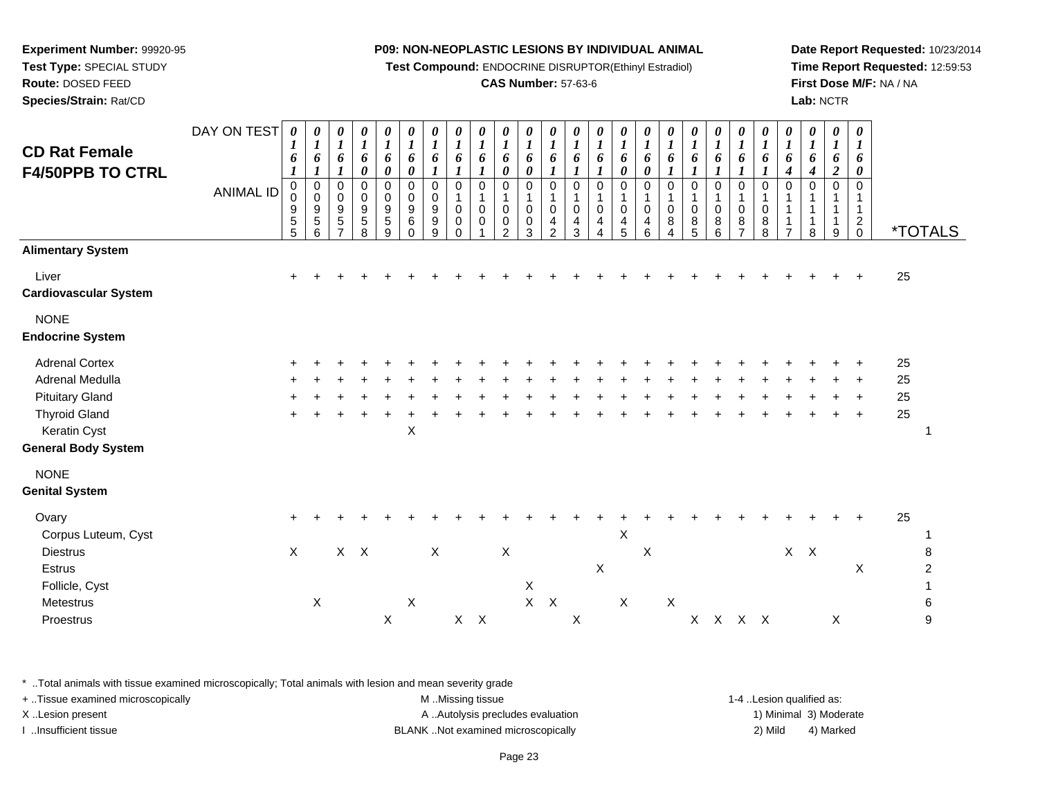**Experiment Number:** 99920-95
**Test Type:** SPECIAL STUDY
**Route:** DOSED FEED
**Species/Strain:** Rat/CD

**P09: NON-NEOPLASTIC LESIONS BY INDIVIDUAL ANIMAL**
**Test Compound:** ENDOCRINE DISRUPTOR(Ethinyl Estradiol)
**CAS Number:** 57-63-6

**Date Report Requested:** 10/23/2014
**Time Report Requested:** 12:59:53
**First Dose M/F:** NA / NA
**Lab:** NCTR

## CD Rat Female F4/50PPB TO CTRL

| DAY ON TEST | 0161 | 0161 | 0161 | 0160 | 0160 | 0160 | 0161 | 0161 | 0161 | 0160 | 0160 | 0161 | 0161 | 0161 | 0160 | 0160 | 0161 | 0161 | 0161 | 0161 | 0161 | 0164 | 0164 | 0162 | 0160 | |
|---|---|---|---|---|---|---|---|---|---|---|---|---|---|---|---|---|---|---|---|---|---|---|---|---|---|---|
| **ANIMAL ID** | 00955 | 00956 | 00957 | 00958 | 00959 | 00960 | 00999 | 01000 | 01001 | 01002 | 01003 | 01042 | 01043 | 01044 | 01045 | 01046 | 01084 | 01085 | 01086 | 01087 | 01088 | 01117 | 01118 | 01119 | 01120 | ***TOTALS** |
| **Alimentary System** | | | | | | | | | | | | | | | | | | | | | | | | | | |
| Liver | + | + | + | + | + | + | + | + | + | + | + | + | + | + | + | + | + | + | + | + | + | + | + | + | + | 25 |
| **Cardiovascular System** | | | | | | | | | | | | | | | | | | | | | | | | | | |
| NONE | | | | | | | | | | | | | | | | | | | | | | | | | | |
| **Endocrine System** | | | | | | | | | | | | | | | | | | | | | | | | | | |
| Adrenal Cortex | + | + | + | + | + | + | + | + | + | + | + | + | + | + | + | + | + | + | + | + | + | + | + | + | + | 25 |
| Adrenal Medulla | + | + | + | + | + | + | + | + | + | + | + | + | + | + | + | + | + | + | + | + | + | + | + | + | + | 25 |
| Pituitary Gland | + | + | + | + | + | + | + | + | + | + | + | + | + | + | + | + | + | + | + | + | + | + | + | + | + | 25 |
| Thyroid Gland | + | + | + | + | + | + | + | + | + | + | + | + | + | + | + | + | + | + | + | + | + | + | + | + | + | 25 |
| Keratin Cyst | | | | | | X | | | | | | | | | | | | | | | | | | | | 1 |
| **General Body System** | | | | | | | | | | | | | | | | | | | | | | | | | | |
| NONE | | | | | | | | | | | | | | | | | | | | | | | | | | |
| **Genital System** | | | | | | | | | | | | | | | | | | | | | | | | | | |
| Ovary | + | + | + | + | + | + | + | + | + | + | + | + | + | + | + | + | + | + | + | + | + | + | + | + | + | 25 |
| Corpus Luteum, Cyst | | | | | | | | | | | | | | | X | | | | | | | | | | | 1 |
| Diestrus | X | | X | X | | | X | | | X | | | | | | X | | | | | | X | X | | | 8 |
| Estrus | | | | | | | | | | | | | | X | | | | | | | | | | | X | 2 |
| Follicle, Cyst | | | | | | | | | | | X | | | | | | | | | | | | | | | 1 |
| Metestrus | | X | | | | X | | | | | X | X | | | X | | X | | | | | | | | | 6 |
| Proestrus | | | | | X | | | X | X | | | | X | | | | | X | X | X | X | | | X | | 9 |

\* ..Total animals with tissue examined microscopically; Total animals with lesion and mean severity grade
+ ..Tissue examined microscopically
X ..Lesion present
I ..Insufficient tissue

M ..Missing tissue
A ..Autolysis precludes evaluation
BLANK ..Not examined microscopically

1-4 ..Lesion qualified as:
1) Minimal 3) Moderate
2) Mild 4) Marked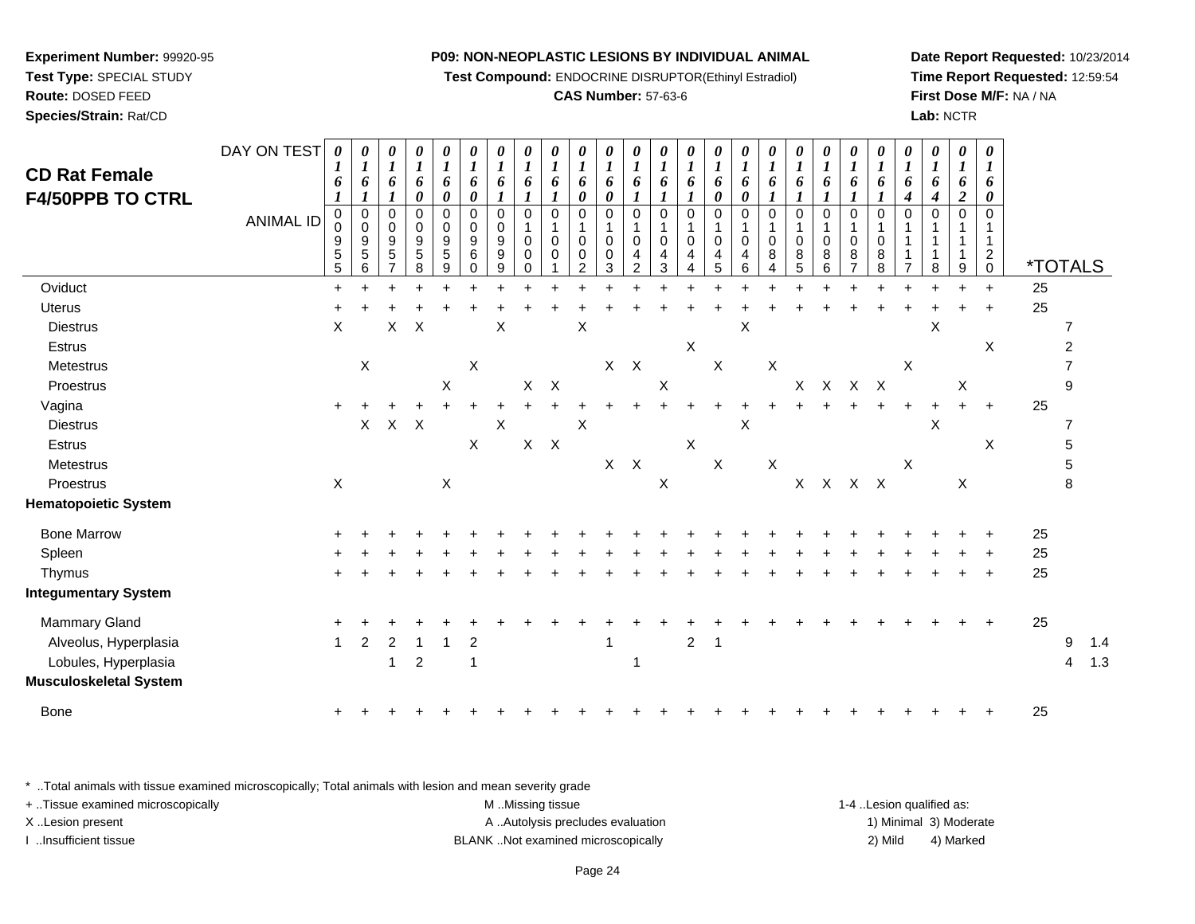**Experiment Number:** 99920-95
**Test Type:** SPECIAL STUDY
**Route:** DOSED FEED
**Species/Strain:** Rat/CD

**P09: NON-NEOPLASTIC LESIONS BY INDIVIDUAL ANIMAL**
**Test Compound:** ENDOCRINE DISRUPTOR(Ethinyl Estradiol)
**CAS Number:** 57-63-6

**Date Report Requested:** 10/23/2014
**Time Report Requested:** 12:59:54
**First Dose M/F:** NA / NA
**Lab:** NCTR

## CD Rat Female F4/50PPB TO CTRL

| DAY ON TEST | 0161 | 0161 | 0161 | 0160 | 0160 | 0160 | 0161 | 0161 | 0161 | 0160 | 0160 | 0161 | 0161 | 0161 | 0160 | 0160 | 0161 | 0161 | 0161 | 0161 | 0161 | 0164 | 0164 | 0162 | 0160 | |
|---|---|---|---|---|---|---|---|---|---|---|---|---|---|---|---|---|---|---|---|---|---|---|---|---|---|---|
| **ANIMAL ID** | 00955 | 00956 | 00957 | 00958 | 00959 | 00960 | 00999 | 01000 | 01001 | 01002 | 01003 | 01042 | 01043 | 01044 | 01045 | 01046 | 01084 | 01085 | 01086 | 01087 | 01088 | 01117 | 01118 | 01119 | 01120 | ***TOTALS** |
| Oviduct | + | + | + | + | + | + | + | + | + | + | + | + | + | + | + | + | + | + | + | + | + | + | + | + | + | 25 |
| Uterus | + | + | + | + | + | + | + | + | + | + | + | + | + | + | + | + | + | + | + | + | + | + | + | + | + | 25 |
| Diestrus | X | | X | X | | | X | | | X | | | | | | X | | | | | | | X | | | 7 |
| Estrus | | | | | | | | | | | | | | X | | | | | | | | | | | X | 2 |
| Metestrus | | X | | | | X | | | | | X | X | | | X | | X | | | | | X | | | | 7 |
| Proestrus | | | | | X | | | X | X | | | | X | | | | | X | X | X | X | | | X | | 9 |
| Vagina | + | + | + | + | + | + | + | + | + | + | + | + | + | + | + | + | + | + | + | + | + | + | + | + | + | 25 |
| Diestrus | | X | X | X | | | X | | | X | | | | | | X | | | | | | | X | | | 7 |
| Estrus | | | | | | X | | X | X | | | | | X | | | | | | | | | | | X | 5 |
| Metestrus | | | | | | | | | | | X | X | | | X | | X | | | | | X | | | | 5 |
| Proestrus | X | | | | X | | | | | | | | X | | | | | X | X | X | X | | | X | | 8 |
| **Hematopoietic System** | | | | | | | | | | | | | | | | | | | | | | | | | | |
| Bone Marrow | + | + | + | + | + | + | + | + | + | + | + | + | + | + | + | + | + | + | + | + | + | + | + | + | + | 25 |
| Spleen | + | + | + | + | + | + | + | + | + | + | + | + | + | + | + | + | + | + | + | + | + | + | + | + | + | 25 |
| Thymus | + | + | + | + | + | + | + | + | + | + | + | + | + | + | + | + | + | + | + | + | + | + | + | + | + | 25 |
| **Integumentary System** | | | | | | | | | | | | | | | | | | | | | | | | | | |
| Mammary Gland | + | + | + | + | + | + | + | + | + | + | + | + | + | + | + | + | + | + | + | + | + | + | + | + | + | 25 |
| Alveolus, Hyperplasia | 1 | 2 | 2 | 1 | 1 | 2 | | | | | 1 | | | 2 | 1 | | | | | | | | | | | 9 1.4 |
| Lobules, Hyperplasia | | | 1 | 2 | | 1 | | | | | | 1 | | | | | | | | | | | | | | 4 1.3 |
| **Musculoskeletal System** | | | | | | | | | | | | | | | | | | | | | | | | | | |
| Bone | + | + | + | + | + | + | + | + | + | + | + | + | + | + | + | + | + | + | + | + | + | + | + | + | + | 25 |

\* ..Total animals with tissue examined microscopically; Total animals with lesion and mean severity grade
+ ..Tissue examined microscopically
X ..Lesion present
I ..Insufficient tissue

M ..Missing tissue
A ..Autolysis precludes evaluation
BLANK ..Not examined microscopically

1-4 ..Lesion qualified as:
1) Minimal 3) Moderate
2) Mild 4) Marked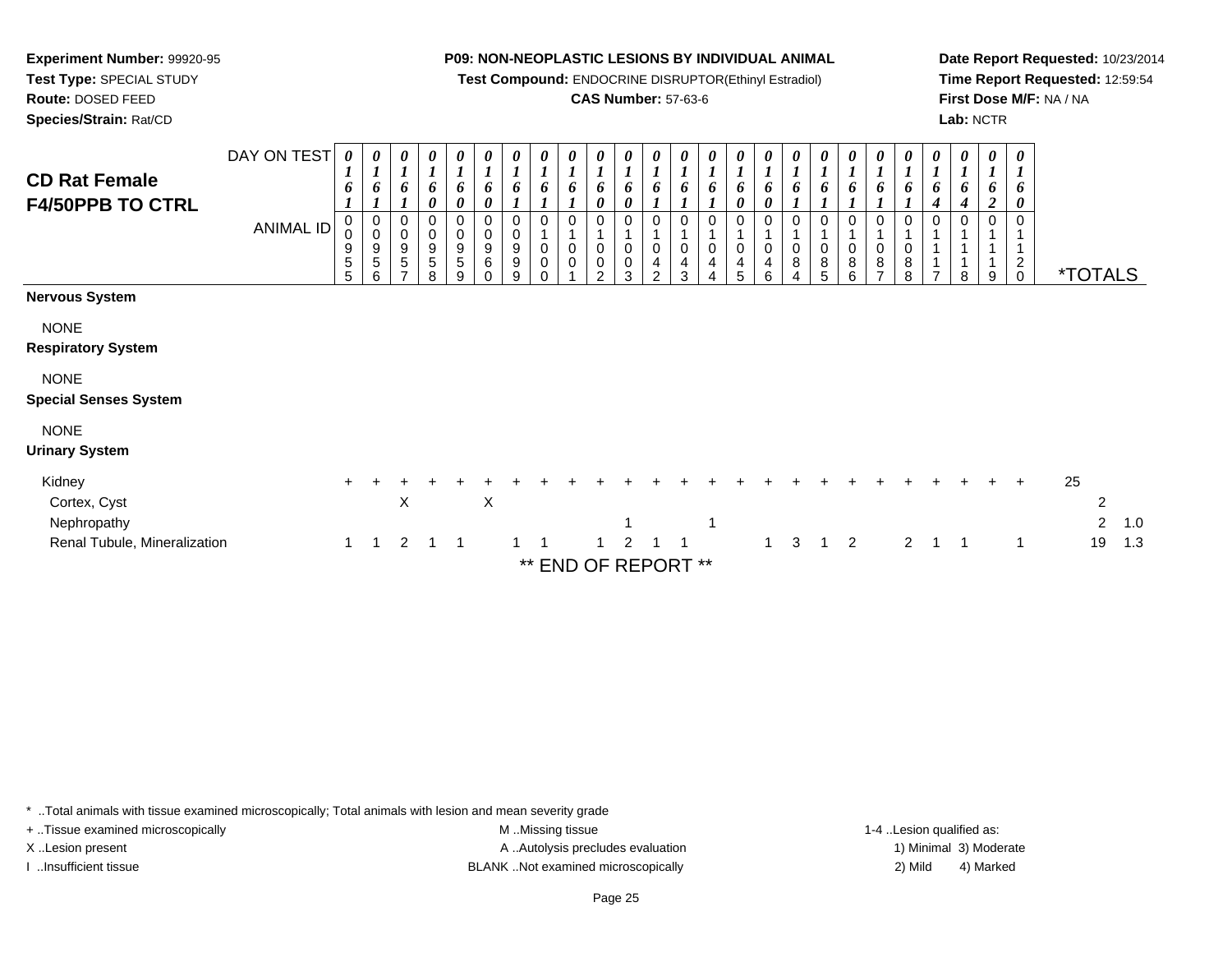**Experiment Number:** 99920-95
**Test Type:** SPECIAL STUDY
**Route:** DOSED FEED
**Species/Strain:** Rat/CD

**P09: NON-NEOPLASTIC LESIONS BY INDIVIDUAL ANIMAL**
**Test Compound:** ENDOCRINE DISRUPTOR(Ethinyl Estradiol)
**CAS Number:** 57-63-6

**Date Report Requested:** 10/23/2014
**Time Report Requested:** 12:59:54
**First Dose M/F:** NA / NA
**Lab:** NCTR

## CD Rat Female
## F4/50PPB TO CTRL

| DAY ON TEST | 0161 | 0161 | 0161 | 0160 | 0160 | 0160 | 0161 | 0161 | 0161 | 0160 | 0160 | 0161 | 0161 | 0161 | 0160 | 0160 | 0161 | 0161 | 0161 | 0161 | 0161 | 0164 | 0164 | 0162 | 0160 | | |
|---|---|---|---|---|---|---|---|---|---|---|---|---|---|---|---|---|---|---|---|---|---|---|---|---|---|---|---|
| **ANIMAL ID** | 00955 | 00956 | 00957 | 00958 | 00959 | 00960 | 00999 | 01000 | 01001 | 01002 | 01003 | 01042 | 01043 | 01044 | 01045 | 01046 | 01084 | 01085 | 01086 | 01087 | 01088 | 01117 | 01118 | 01119 | 01120 | ***TOTALS** | |
| **Nervous System** | | | | | | | | | | | | | | | | | | | | | | | | | | | |
| NONE | | | | | | | | | | | | | | | | | | | | | | | | | | | |
| **Respiratory System** | | | | | | | | | | | | | | | | | | | | | | | | | | | |
| NONE | | | | | | | | | | | | | | | | | | | | | | | | | | | |
| **Special Senses System** | | | | | | | | | | | | | | | | | | | | | | | | | | | |
| NONE | | | | | | | | | | | | | | | | | | | | | | | | | | | |
| **Urinary System** | | | | | | | | | | | | | | | | | | | | | | | | | | | |
| Kidney | + | + | + | + | + | + | + | + | + | + | + | + | + | + | + | + | + | + | + | + | + | + | + | + | + | 25 | |
| Cortex, Cyst | | | X | | | X | | | | | | | | | | | | | | | | | | | | 2 | |
| Nephropathy | | | | | | | | | | | 1 | | | 1 | | | | | | | | | | | | 2 | 1.0 |
| Renal Tubule, Mineralization | 1 | 1 | 2 | 1 | 1 | | 1 | 1 | | 1 | 2 | 1 | 1 | | | 1 | 3 | 1 | 2 | | 2 | 1 | 1 | | 1 | 19 | 1.3 |

** END OF REPORT **

* ..Total animals with tissue examined microscopically; Total animals with lesion and mean severity grade
+ ..Tissue examined microscopically
X ..Lesion present
I ..Insufficient tissue

M ..Missing tissue
A ..Autolysis precludes evaluation
BLANK ..Not examined microscopically

1-4 ..Lesion qualified as:
1) Minimal 3) Moderate
2) Mild 4) Marked